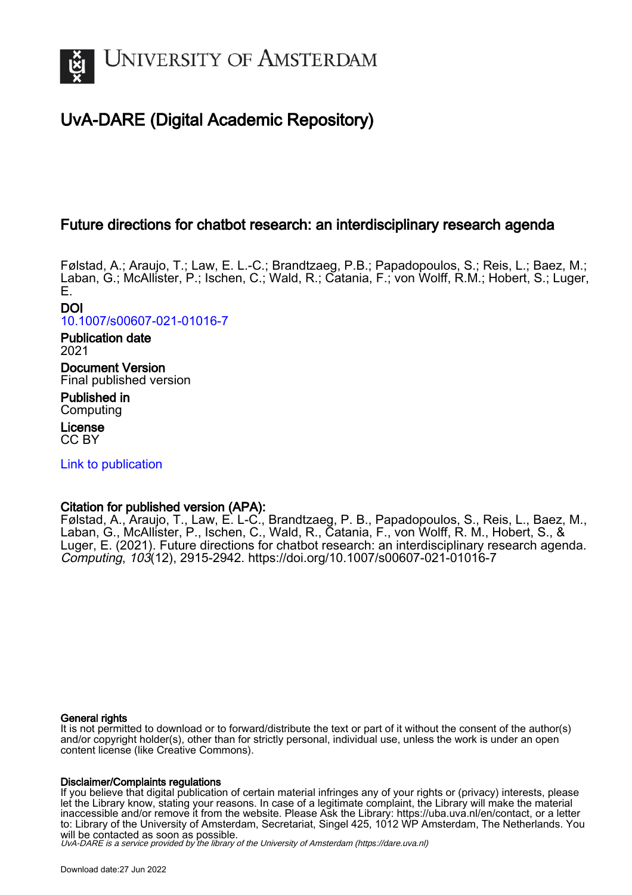# UNIVERSITY OF AMSTERDAM

## UvA-DARE (Digital Academic Repository)

### Future directions for chatbot research: an interdisciplinary research agenda

Følstad, A.; Araujo, T.; Law, E. L.-C.; Brandtzaeg, P.B.; Papadopoulos, S.; Reis, L.; Baez, M.; Laban, G.; McAllister, P.; Ischen, C.; Wald, R.; Catania, F.; von Wolff, R.M.; Hobert, S.; Luger, E.

**DOI**
10.1007/s00607-021-01016-7

**Publication date**
2021

**Document Version**
Final published version

**Published in**
Computing

**License**
CC BY

Link to publication

**Citation for published version (APA):**
Følstad, A., Araujo, T., Law, E. L-C., Brandtzaeg, P. B., Papadopoulos, S., Reis, L., Baez, M., Laban, G., McAllister, P., Ischen, C., Wald, R., Catania, F., von Wolff, R. M., Hobert, S., & Luger, E. (2021). Future directions for chatbot research: an interdisciplinary research agenda. *Computing*, *103*(12), 2915-2942. https://doi.org/10.1007/s00607-021-01016-7

**General rights**
It is not permitted to download or to forward/distribute the text or part of it without the consent of the author(s) and/or copyright holder(s), other than for strictly personal, individual use, unless the work is under an open content license (like Creative Commons).

**Disclaimer/Complaints regulations**
If you believe that digital publication of certain material infringes any of your rights or (privacy) interests, please let the Library know, stating your reasons. In case of a legitimate complaint, the Library will make the material inaccessible and/or remove it from the website. Please Ask the Library: https://uba.uva.nl/en/contact, or a letter to: Library of the University of Amsterdam, Secretariat, Singel 425, 1012 WP Amsterdam, The Netherlands. You will be contacted as soon as possible.

*UvA-DARE is a service provided by the library of the University of Amsterdam (https://dare.uva.nl)*

Download date:27 Jun 2022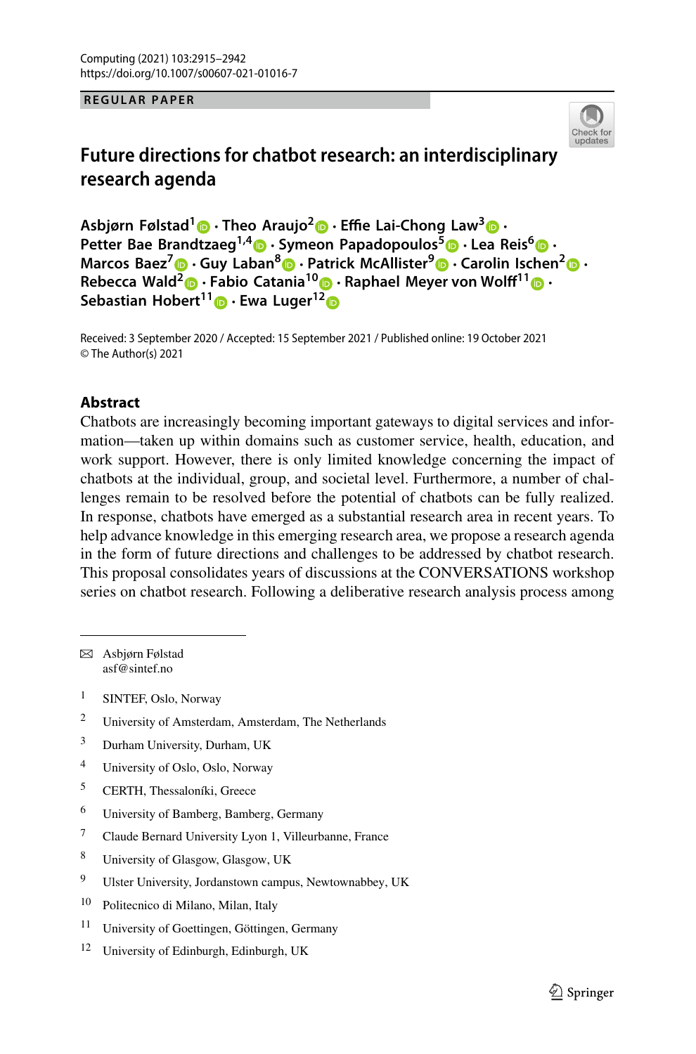REGULAR PAPER

# Future directions for chatbot research: an interdisciplinary research agenda

**Asbjørn Følstad[1] · Theo Araujo[2] · Effie Lai-Chong Law[3] · Petter Bae Brandtzaeg[1,4] · Symeon Papadopoulos[5] · Lea Reis[6] · Marcos Baez[7] · Guy Laban[8] · Patrick McAllister[9] · Carolin Ischen[2] · Rebecca Wald[2] · Fabio Catania[10] · Raphael Meyer von Wolff[11] · Sebastian Hobert[11] · Ewa Luger[12]**

Received: 3 September 2020 / Accepted: 15 September 2021 / Published online: 19 October 2021
© The Author(s) 2021

## Abstract

Chatbots are increasingly becoming important gateways to digital services and information—taken up within domains such as customer service, health, education, and work support. However, there is only limited knowledge concerning the impact of chatbots at the individual, group, and societal level. Furthermore, a number of challenges remain to be resolved before the potential of chatbots can be fully realized. In response, chatbots have emerged as a substantial research area in recent years. To help advance knowledge in this emerging research area, we propose a research agenda in the form of future directions and challenges to be addressed by chatbot research. This proposal consolidates years of discussions at the CONVERSATIONS workshop series on chatbot research. Following a deliberative research analysis process among

---

✉ Asbjørn Følstad
asf@sintef.no

1 SINTEF, Oslo, Norway

2 University of Amsterdam, Amsterdam, The Netherlands

3 Durham University, Durham, UK

4 University of Oslo, Oslo, Norway

5 CERTH, Thessaloníki, Greece

6 University of Bamberg, Bamberg, Germany

7 Claude Bernard University Lyon 1, Villeurbanne, France

8 University of Glasgow, Glasgow, UK

9 Ulster University, Jordanstown campus, Newtownabbey, UK

10 Politecnico di Milano, Milan, Italy

11 University of Goettingen, Göttingen, Germany

12 University of Edinburgh, Edinburgh, UK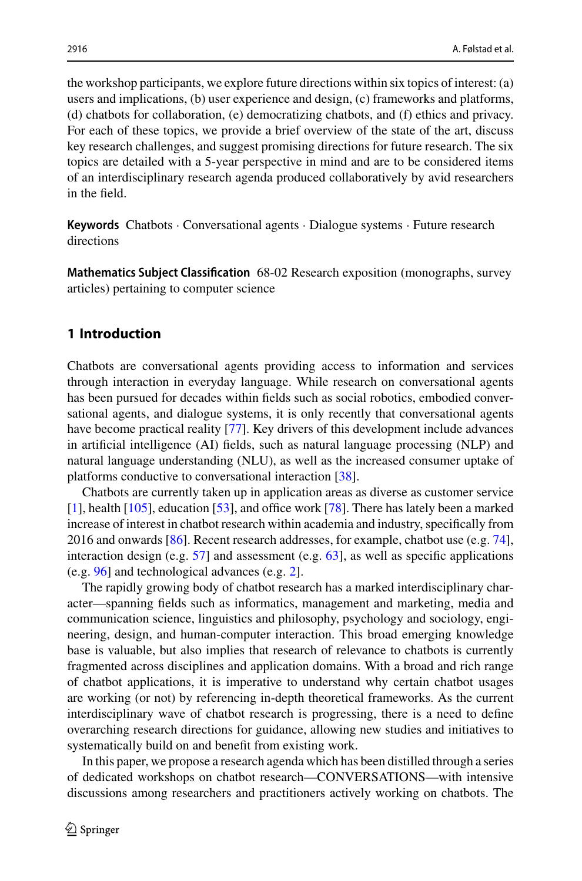the workshop participants, we explore future directions within six topics of interest: (a) users and implications, (b) user experience and design, (c) frameworks and platforms, (d) chatbots for collaboration, (e) democratizing chatbots, and (f) ethics and privacy. For each of these topics, we provide a brief overview of the state of the art, discuss key research challenges, and suggest promising directions for future research. The six topics are detailed with a 5-year perspective in mind and are to be considered items of an interdisciplinary research agenda produced collaboratively by avid researchers in the field.

**Keywords** Chatbots · Conversational agents · Dialogue systems · Future research directions

**Mathematics Subject Classification** 68-02 Research exposition (monographs, survey articles) pertaining to computer science

## 1 Introduction

Chatbots are conversational agents providing access to information and services through interaction in everyday language. While research on conversational agents has been pursued for decades within fields such as social robotics, embodied conversational agents, and dialogue systems, it is only recently that conversational agents have become practical reality [77]. Key drivers of this development include advances in artificial intelligence (AI) fields, such as natural language processing (NLP) and natural language understanding (NLU), as well as the increased consumer uptake of platforms conductive to conversational interaction [38].

Chatbots are currently taken up in application areas as diverse as customer service [1], health [105], education [53], and office work [78]. There has lately been a marked increase of interest in chatbot research within academia and industry, specifically from 2016 and onwards [86]. Recent research addresses, for example, chatbot use (e.g. 74], interaction design (e.g. 57] and assessment (e.g. 63], as well as specific applications (e.g. 96] and technological advances (e.g. 2].

The rapidly growing body of chatbot research has a marked interdisciplinary character—spanning fields such as informatics, management and marketing, media and communication science, linguistics and philosophy, psychology and sociology, engineering, design, and human-computer interaction. This broad emerging knowledge base is valuable, but also implies that research of relevance to chatbots is currently fragmented across disciplines and application domains. With a broad and rich range of chatbot applications, it is imperative to understand why certain chatbot usages are working (or not) by referencing in-depth theoretical frameworks. As the current interdisciplinary wave of chatbot research is progressing, there is a need to define overarching research directions for guidance, allowing new studies and initiatives to systematically build on and benefit from existing work.

In this paper, we propose a research agenda which has been distilled through a series of dedicated workshops on chatbot research—CONVERSATIONS—with intensive discussions among researchers and practitioners actively working on chatbots. The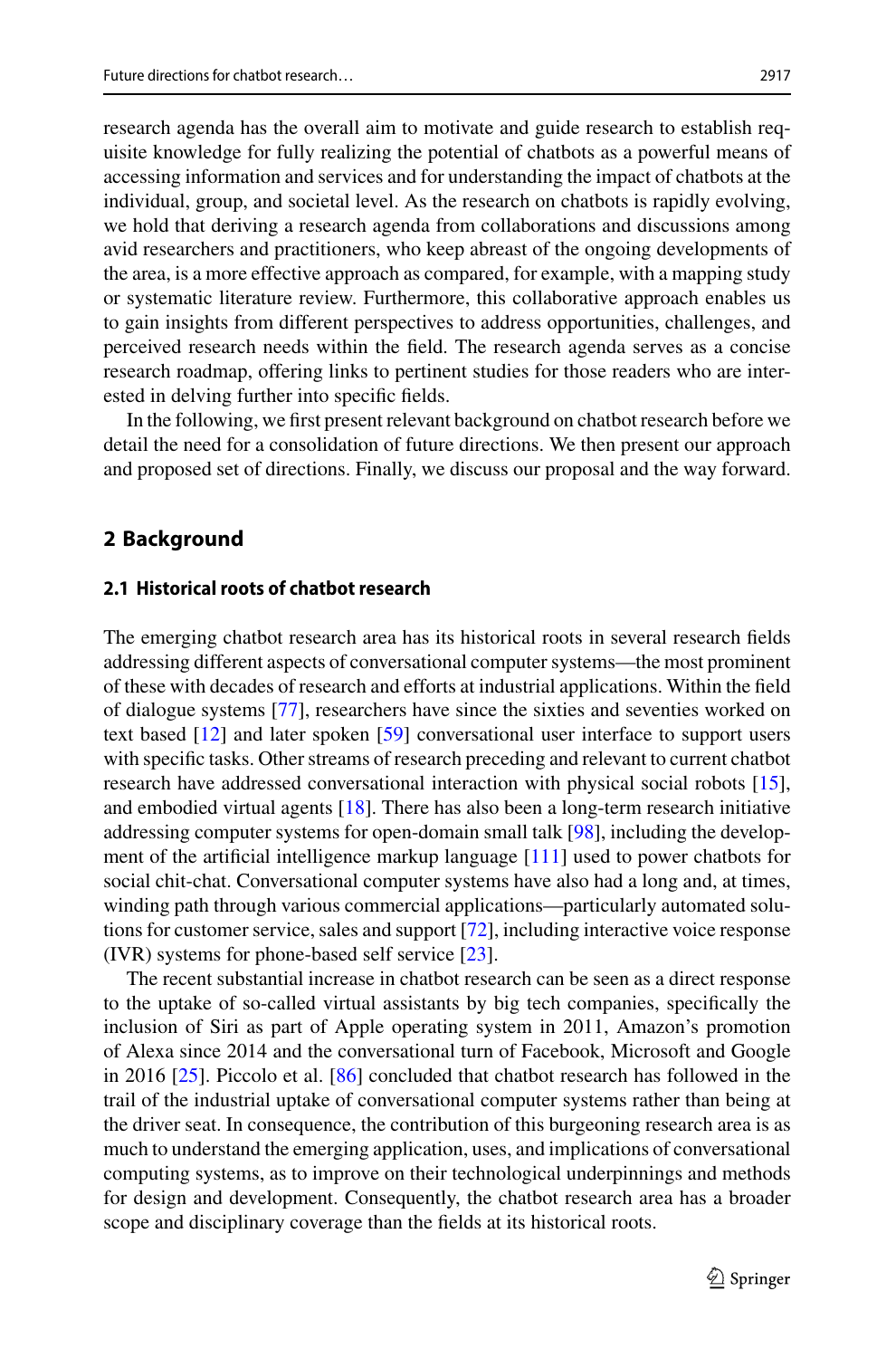research agenda has the overall aim to motivate and guide research to establish requisite knowledge for fully realizing the potential of chatbots as a powerful means of accessing information and services and for understanding the impact of chatbots at the individual, group, and societal level. As the research on chatbots is rapidly evolving, we hold that deriving a research agenda from collaborations and discussions among avid researchers and practitioners, who keep abreast of the ongoing developments of the area, is a more effective approach as compared, for example, with a mapping study or systematic literature review. Furthermore, this collaborative approach enables us to gain insights from different perspectives to address opportunities, challenges, and perceived research needs within the field. The research agenda serves as a concise research roadmap, offering links to pertinent studies for those readers who are interested in delving further into specific fields.

In the following, we first present relevant background on chatbot research before we detail the need for a consolidation of future directions. We then present our approach and proposed set of directions. Finally, we discuss our proposal and the way forward.

## 2 Background

### 2.1 Historical roots of chatbot research

The emerging chatbot research area has its historical roots in several research fields addressing different aspects of conversational computer systems—the most prominent of these with decades of research and efforts at industrial applications. Within the field of dialogue systems [77], researchers have since the sixties and seventies worked on text based [12] and later spoken [59] conversational user interface to support users with specific tasks. Other streams of research preceding and relevant to current chatbot research have addressed conversational interaction with physical social robots [15], and embodied virtual agents [18]. There has also been a long-term research initiative addressing computer systems for open-domain small talk [98], including the development of the artificial intelligence markup language [111] used to power chatbots for social chit-chat. Conversational computer systems have also had a long and, at times, winding path through various commercial applications—particularly automated solutions for customer service, sales and support [72], including interactive voice response (IVR) systems for phone-based self service [23].

The recent substantial increase in chatbot research can be seen as a direct response to the uptake of so-called virtual assistants by big tech companies, specifically the inclusion of Siri as part of Apple operating system in 2011, Amazon's promotion of Alexa since 2014 and the conversational turn of Facebook, Microsoft and Google in 2016 [25]. Piccolo et al. [86] concluded that chatbot research has followed in the trail of the industrial uptake of conversational computer systems rather than being at the driver seat. In consequence, the contribution of this burgeoning research area is as much to understand the emerging application, uses, and implications of conversational computing systems, as to improve on their technological underpinnings and methods for design and development. Consequently, the chatbot research area has a broader scope and disciplinary coverage than the fields at its historical roots.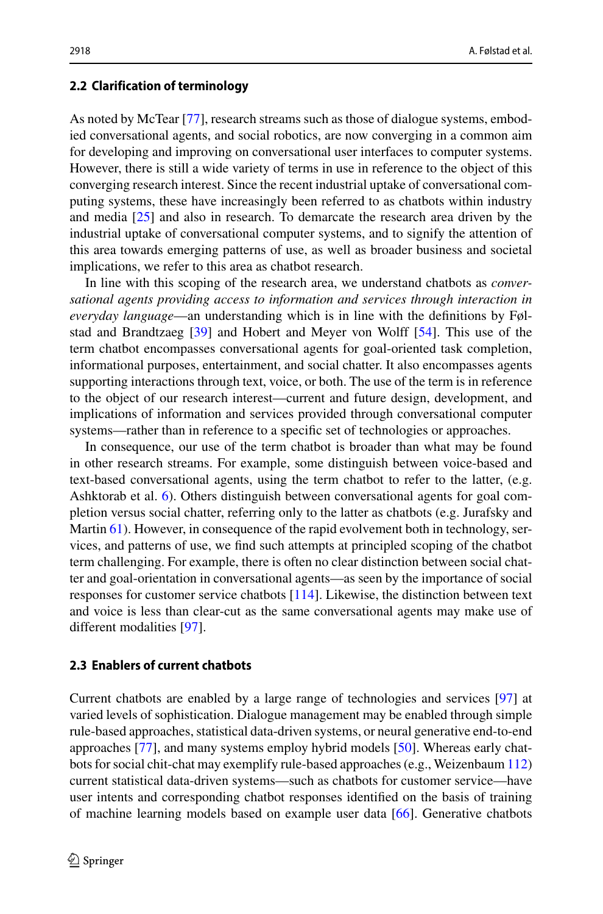### 2.2 Clarification of terminology

As noted by McTear [77], research streams such as those of dialogue systems, embodied conversational agents, and social robotics, are now converging in a common aim for developing and improving on conversational user interfaces to computer systems. However, there is still a wide variety of terms in use in reference to the object of this converging research interest. Since the recent industrial uptake of conversational computing systems, these have increasingly been referred to as chatbots within industry and media [25] and also in research. To demarcate the research area driven by the industrial uptake of conversational computer systems, and to signify the attention of this area towards emerging patterns of use, as well as broader business and societal implications, we refer to this area as chatbot research.

In line with this scoping of the research area, we understand chatbots as *conversational agents providing access to information and services through interaction in everyday language*—an understanding which is in line with the definitions by Følstad and Brandtzaeg [39] and Hobert and Meyer von Wolff [54]. This use of the term chatbot encompasses conversational agents for goal-oriented task completion, informational purposes, entertainment, and social chatter. It also encompasses agents supporting interactions through text, voice, or both. The use of the term is in reference to the object of our research interest—current and future design, development, and implications of information and services provided through conversational computer systems—rather than in reference to a specific set of technologies or approaches.

In consequence, our use of the term chatbot is broader than what may be found in other research streams. For example, some distinguish between voice-based and text-based conversational agents, using the term chatbot to refer to the latter, (e.g. Ashktorab et al. 6). Others distinguish between conversational agents for goal completion versus social chatter, referring only to the latter as chatbots (e.g. Jurafsky and Martin 61). However, in consequence of the rapid evolvement both in technology, services, and patterns of use, we find such attempts at principled scoping of the chatbot term challenging. For example, there is often no clear distinction between social chatter and goal-orientation in conversational agents—as seen by the importance of social responses for customer service chatbots [114]. Likewise, the distinction between text and voice is less than clear-cut as the same conversational agents may make use of different modalities [97].

### 2.3 Enablers of current chatbots

Current chatbots are enabled by a large range of technologies and services [97] at varied levels of sophistication. Dialogue management may be enabled through simple rule-based approaches, statistical data-driven systems, or neural generative end-to-end approaches [77], and many systems employ hybrid models [50]. Whereas early chatbots for social chit-chat may exemplify rule-based approaches (e.g., Weizenbaum 112) current statistical data-driven systems—such as chatbots for customer service—have user intents and corresponding chatbot responses identified on the basis of training of machine learning models based on example user data [66]. Generative chatbots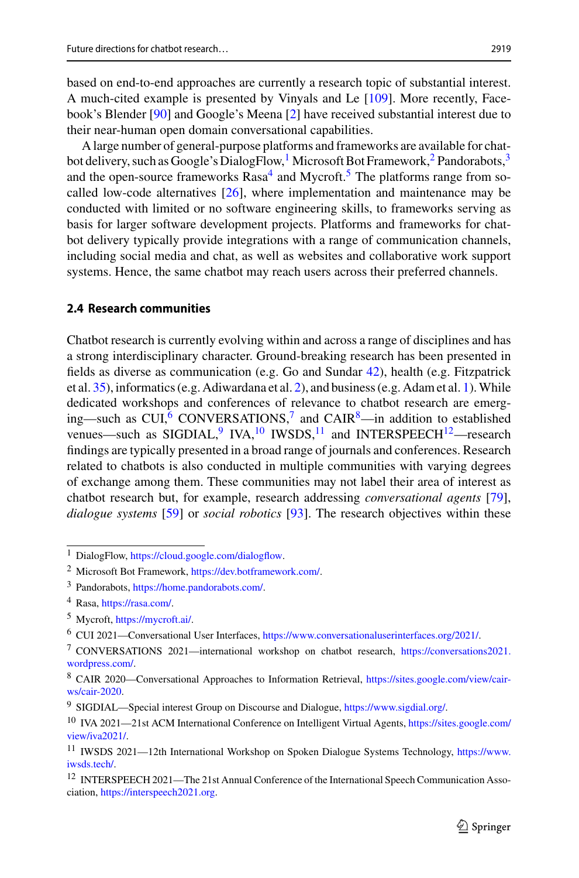based on end-to-end approaches are currently a research topic of substantial interest. A much-cited example is presented by Vinyals and Le [109]. More recently, Facebook's Blender [90] and Google's Meena [2] have received substantial interest due to their near-human open domain conversational capabilities.

A large number of general-purpose platforms and frameworks are available for chatbot delivery, such as Google's DialogFlow,[1] Microsoft Bot Framework,[2] Pandorabots,[3] and the open-source frameworks Rasa[4] and Mycroft.[5] The platforms range from so-called low-code alternatives [26], where implementation and maintenance may be conducted with limited or no software engineering skills, to frameworks serving as basis for larger software development projects. Platforms and frameworks for chatbot delivery typically provide integrations with a range of communication channels, including social media and chat, as well as websites and collaborative work support systems. Hence, the same chatbot may reach users across their preferred channels.

### 2.4 Research communities

Chatbot research is currently evolving within and across a range of disciplines and has a strong interdisciplinary character. Ground-breaking research has been presented in fields as diverse as communication (e.g. Go and Sundar 42), health (e.g. Fitzpatrick et al. 35), informatics (e.g. Adiwardana et al. 2), and business (e.g. Adam et al. 1). While dedicated workshops and conferences of relevance to chatbot research are emerging—such as CUI,[6] CONVERSATIONS,[7] and CAIR[8]—in addition to established venues—such as SIGDIAL,[9] IVA,[10] IWSDS,[11] and INTERSPEECH[12]—research findings are typically presented in a broad range of journals and conferences. Research related to chatbots is also conducted in multiple communities with varying degrees of exchange among them. These communities may not label their area of interest as chatbot research but, for example, research addressing *conversational agents* [79], *dialogue systems* [59] or *social robotics* [93]. The research objectives within these

---

1 DialogFlow, https://cloud.google.com/dialogflow.

2 Microsoft Bot Framework, https://dev.botframework.com/.

3 Pandorabots, https://home.pandorabots.com/.

4 Rasa, https://rasa.com/.

5 Mycroft, https://mycroft.ai/.

6 CUI 2021—Conversational User Interfaces, https://www.conversationaluserinterfaces.org/2021/.

7 CONVERSATIONS 2021—international workshop on chatbot research, https://conversations2021.wordpress.com/.

8 CAIR 2020—Conversational Approaches to Information Retrieval, https://sites.google.com/view/cair-ws/cair-2020.

9 SIGDIAL—Special interest Group on Discourse and Dialogue, https://www.sigdial.org/.

10 IVA 2021—21st ACM International Conference on Intelligent Virtual Agents, https://sites.google.com/view/iva2021/.

11 IWSDS 2021—12th International Workshop on Spoken Dialogue Systems Technology, https://www.iwsds.tech/.

12 INTERSPEECH 2021—The 21st Annual Conference of the International Speech Communication Association, https://interspeech2021.org.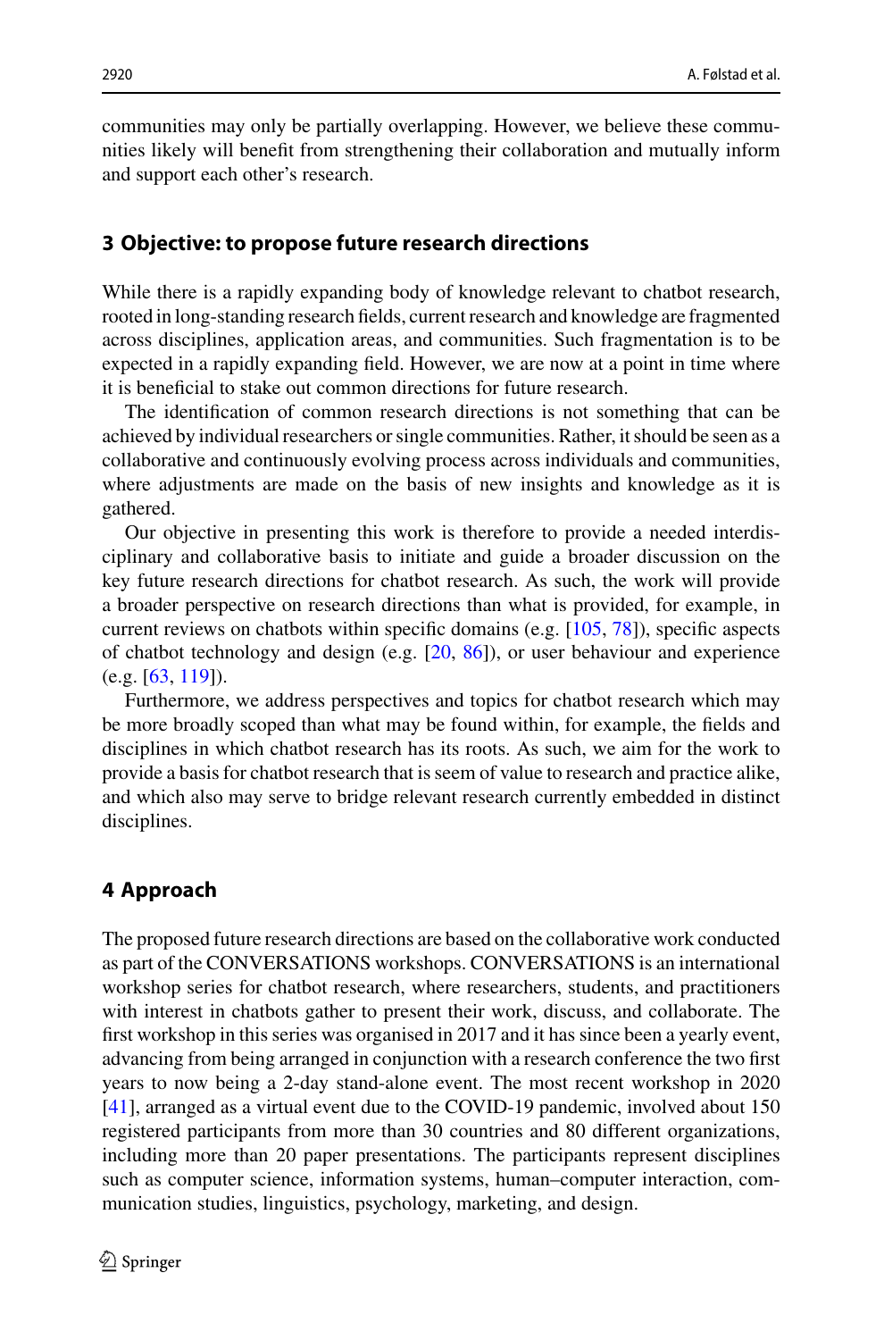communities may only be partially overlapping. However, we believe these communities likely will benefit from strengthening their collaboration and mutually inform and support each other's research.

## 3 Objective: to propose future research directions

While there is a rapidly expanding body of knowledge relevant to chatbot research, rooted in long-standing research fields, current research and knowledge are fragmented across disciplines, application areas, and communities. Such fragmentation is to be expected in a rapidly expanding field. However, we are now at a point in time where it is beneficial to stake out common directions for future research.

The identification of common research directions is not something that can be achieved by individual researchers or single communities. Rather, it should be seen as a collaborative and continuously evolving process across individuals and communities, where adjustments are made on the basis of new insights and knowledge as it is gathered.

Our objective in presenting this work is therefore to provide a needed interdisciplinary and collaborative basis to initiate and guide a broader discussion on the key future research directions for chatbot research. As such, the work will provide a broader perspective on research directions than what is provided, for example, in current reviews on chatbots within specific domains (e.g. [105, 78]), specific aspects of chatbot technology and design (e.g. [20, 86]), or user behaviour and experience (e.g. [63, 119]).

Furthermore, we address perspectives and topics for chatbot research which may be more broadly scoped than what may be found within, for example, the fields and disciplines in which chatbot research has its roots. As such, we aim for the work to provide a basis for chatbot research that is seem of value to research and practice alike, and which also may serve to bridge relevant research currently embedded in distinct disciplines.

## 4 Approach

The proposed future research directions are based on the collaborative work conducted as part of the CONVERSATIONS workshops. CONVERSATIONS is an international workshop series for chatbot research, where researchers, students, and practitioners with interest in chatbots gather to present their work, discuss, and collaborate. The first workshop in this series was organised in 2017 and it has since been a yearly event, advancing from being arranged in conjunction with a research conference the two first years to now being a 2-day stand-alone event. The most recent workshop in 2020 [41], arranged as a virtual event due to the COVID-19 pandemic, involved about 150 registered participants from more than 30 countries and 80 different organizations, including more than 20 paper presentations. The participants represent disciplines such as computer science, information systems, human–computer interaction, communication studies, linguistics, psychology, marketing, and design.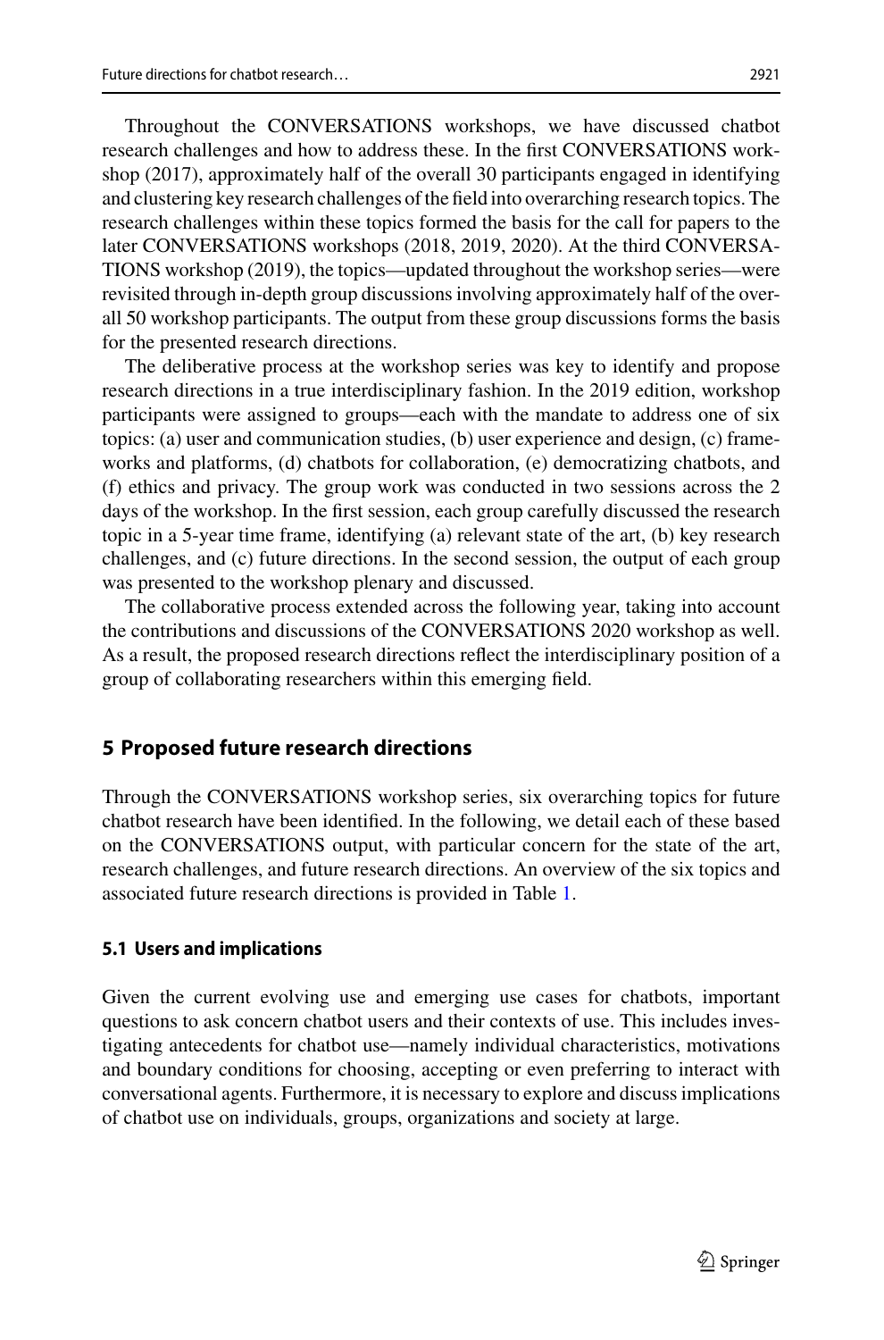Throughout the CONVERSATIONS workshops, we have discussed chatbot research challenges and how to address these. In the first CONVERSATIONS workshop (2017), approximately half of the overall 30 participants engaged in identifying and clustering key research challenges of the field into overarching research topics. The research challenges within these topics formed the basis for the call for papers to the later CONVERSATIONS workshops (2018, 2019, 2020). At the third CONVERSATIONS workshop (2019), the topics—updated throughout the workshop series—were revisited through in-depth group discussions involving approximately half of the overall 50 workshop participants. The output from these group discussions forms the basis for the presented research directions.

The deliberative process at the workshop series was key to identify and propose research directions in a true interdisciplinary fashion. In the 2019 edition, workshop participants were assigned to groups—each with the mandate to address one of six topics: (a) user and communication studies, (b) user experience and design, (c) frameworks and platforms, (d) chatbots for collaboration, (e) democratizing chatbots, and (f) ethics and privacy. The group work was conducted in two sessions across the 2 days of the workshop. In the first session, each group carefully discussed the research topic in a 5-year time frame, identifying (a) relevant state of the art, (b) key research challenges, and (c) future directions. In the second session, the output of each group was presented to the workshop plenary and discussed.

The collaborative process extended across the following year, taking into account the contributions and discussions of the CONVERSATIONS 2020 workshop as well. As a result, the proposed research directions reflect the interdisciplinary position of a group of collaborating researchers within this emerging field.

## 5 Proposed future research directions

Through the CONVERSATIONS workshop series, six overarching topics for future chatbot research have been identified. In the following, we detail each of these based on the CONVERSATIONS output, with particular concern for the state of the art, research challenges, and future research directions. An overview of the six topics and associated future research directions is provided in Table 1.

### 5.1 Users and implications

Given the current evolving use and emerging use cases for chatbots, important questions to ask concern chatbot users and their contexts of use. This includes investigating antecedents for chatbot use—namely individual characteristics, motivations and boundary conditions for choosing, accepting or even preferring to interact with conversational agents. Furthermore, it is necessary to explore and discuss implications of chatbot use on individuals, groups, organizations and society at large.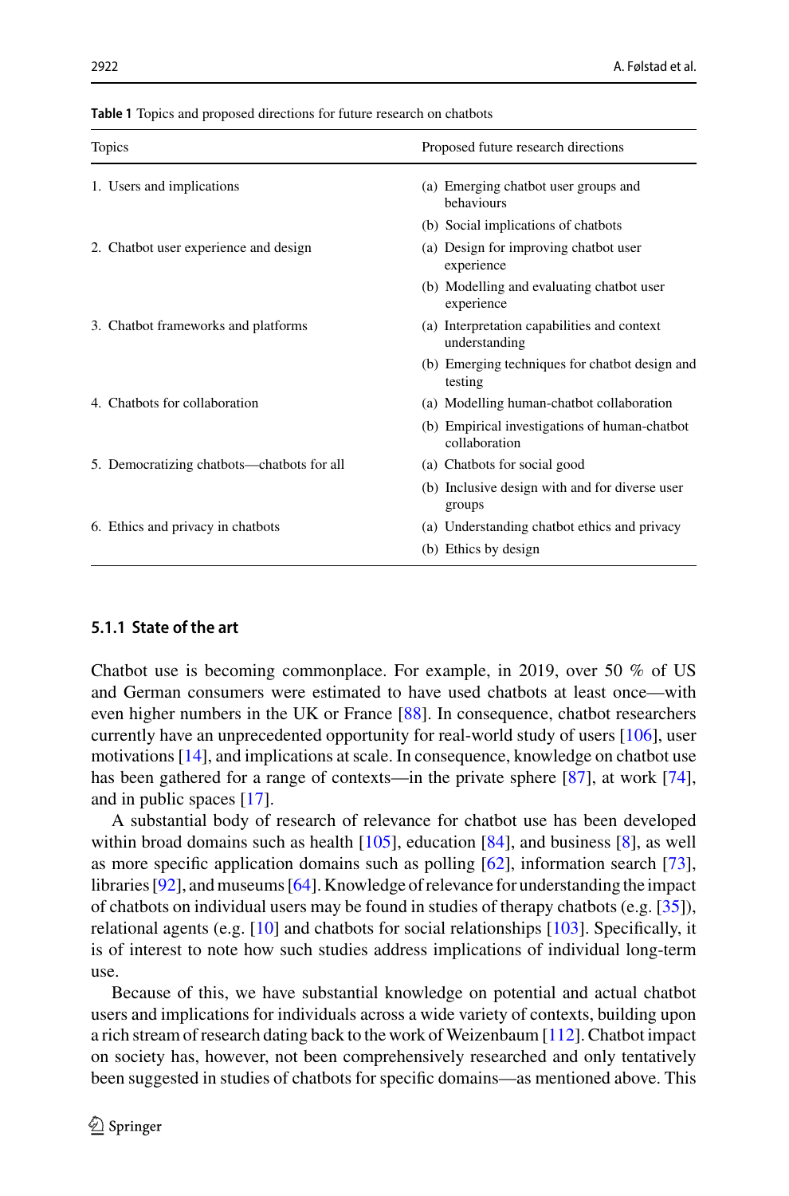**Table 1** Topics and proposed directions for future research on chatbots

| Topics | Proposed future research directions |
|---|---|
| 1. Users and implications | (a) Emerging chatbot user groups and behaviours |
| | (b) Social implications of chatbots |
| 2. Chatbot user experience and design | (a) Design for improving chatbot user experience |
| | (b) Modelling and evaluating chatbot user experience |
| 3. Chatbot frameworks and platforms | (a) Interpretation capabilities and context understanding |
| | (b) Emerging techniques for chatbot design and testing |
| 4. Chatbots for collaboration | (a) Modelling human-chatbot collaboration |
| | (b) Empirical investigations of human-chatbot collaboration |
| 5. Democratizing chatbots—chatbots for all | (a) Chatbots for social good |
| | (b) Inclusive design with and for diverse user groups |
| 6. Ethics and privacy in chatbots | (a) Understanding chatbot ethics and privacy |
| | (b) Ethics by design |

#### 5.1.1 State of the art

Chatbot use is becoming commonplace. For example, in 2019, over 50 % of US and German consumers were estimated to have used chatbots at least once—with even higher numbers in the UK or France [88]. In consequence, chatbot researchers currently have an unprecedented opportunity for real-world study of users [106], user motivations [14], and implications at scale. In consequence, knowledge on chatbot use has been gathered for a range of contexts—in the private sphere [87], at work [74], and in public spaces [17].

A substantial body of research of relevance for chatbot use has been developed within broad domains such as health [105], education [84], and business [8], as well as more specific application domains such as polling [62], information search [73], libraries [92], and museums [64]. Knowledge of relevance for understanding the impact of chatbots on individual users may be found in studies of therapy chatbots (e.g. [35]), relational agents (e.g. [10] and chatbots for social relationships [103]. Specifically, it is of interest to note how such studies address implications of individual long-term use.

Because of this, we have substantial knowledge on potential and actual chatbot users and implications for individuals across a wide variety of contexts, building upon a rich stream of research dating back to the work of Weizenbaum [112]. Chatbot impact on society has, however, not been comprehensively researched and only tentatively been suggested in studies of chatbots for specific domains—as mentioned above. This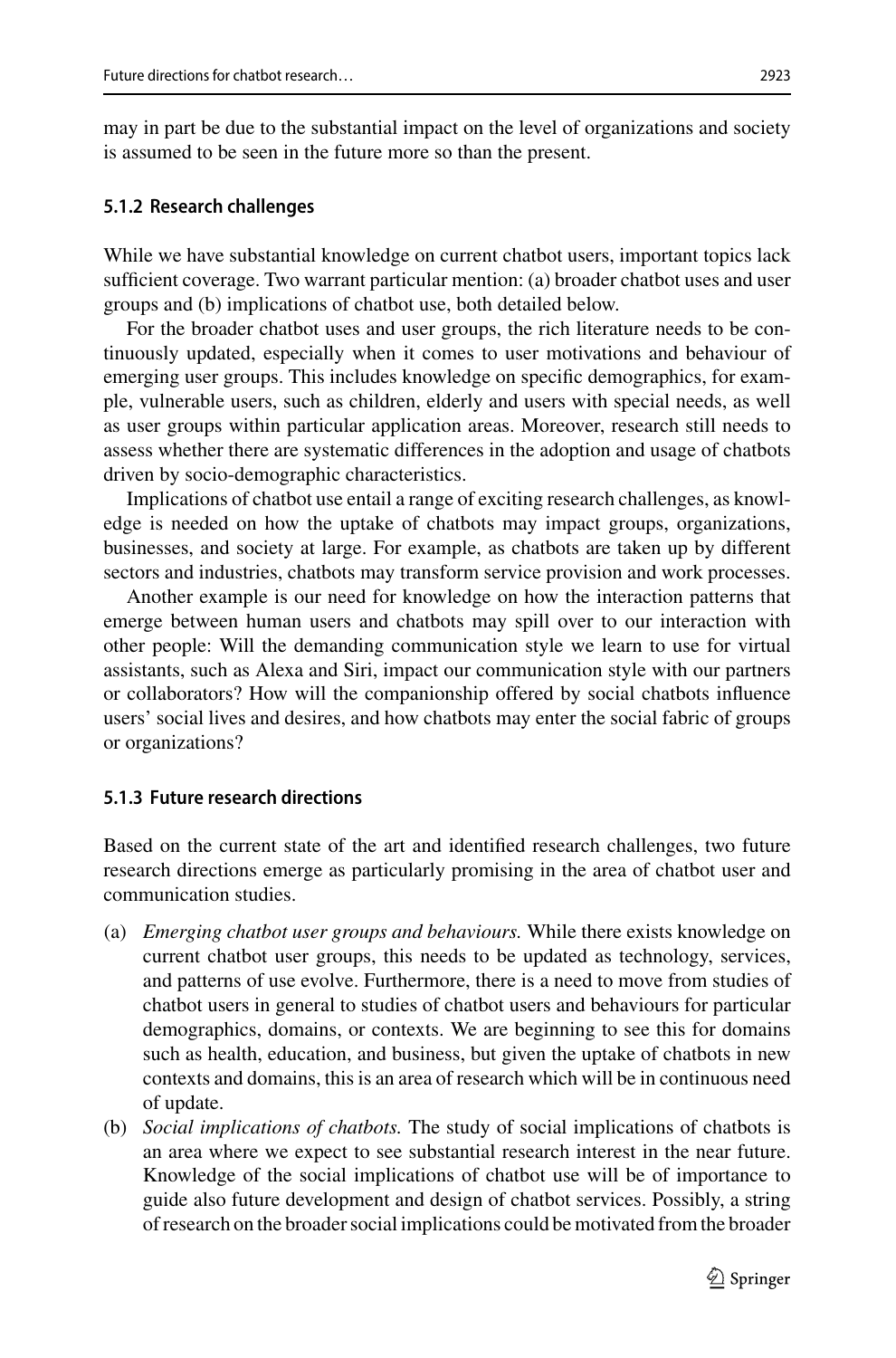may in part be due to the substantial impact on the level of organizations and society is assumed to be seen in the future more so than the present.

### 5.1.2 Research challenges

While we have substantial knowledge on current chatbot users, important topics lack sufficient coverage. Two warrant particular mention: (a) broader chatbot uses and user groups and (b) implications of chatbot use, both detailed below.

For the broader chatbot uses and user groups, the rich literature needs to be continuously updated, especially when it comes to user motivations and behaviour of emerging user groups. This includes knowledge on specific demographics, for example, vulnerable users, such as children, elderly and users with special needs, as well as user groups within particular application areas. Moreover, research still needs to assess whether there are systematic differences in the adoption and usage of chatbots driven by socio-demographic characteristics.

Implications of chatbot use entail a range of exciting research challenges, as knowledge is needed on how the uptake of chatbots may impact groups, organizations, businesses, and society at large. For example, as chatbots are taken up by different sectors and industries, chatbots may transform service provision and work processes.

Another example is our need for knowledge on how the interaction patterns that emerge between human users and chatbots may spill over to our interaction with other people: Will the demanding communication style we learn to use for virtual assistants, such as Alexa and Siri, impact our communication style with our partners or collaborators? How will the companionship offered by social chatbots influence users' social lives and desires, and how chatbots may enter the social fabric of groups or organizations?

### 5.1.3 Future research directions

Based on the current state of the art and identified research challenges, two future research directions emerge as particularly promising in the area of chatbot user and communication studies.

(a) *Emerging chatbot user groups and behaviours.* While there exists knowledge on current chatbot user groups, this needs to be updated as technology, services, and patterns of use evolve. Furthermore, there is a need to move from studies of chatbot users in general to studies of chatbot users and behaviours for particular demographics, domains, or contexts. We are beginning to see this for domains such as health, education, and business, but given the uptake of chatbots in new contexts and domains, this is an area of research which will be in continuous need of update.

(b) *Social implications of chatbots.* The study of social implications of chatbots is an area where we expect to see substantial research interest in the near future. Knowledge of the social implications of chatbot use will be of importance to guide also future development and design of chatbot services. Possibly, a string of research on the broader social implications could be motivated from the broader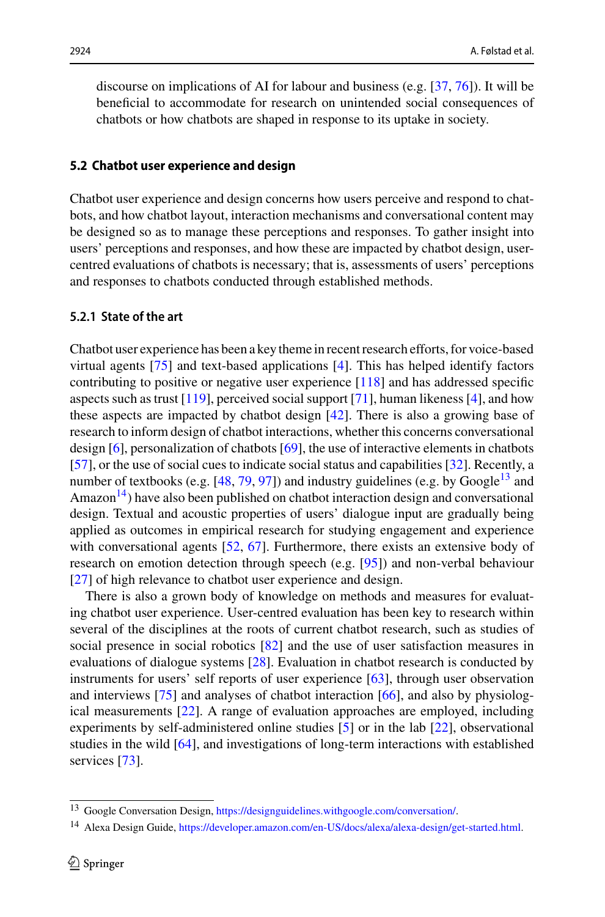discourse on implications of AI for labour and business (e.g. [37, 76]). It will be beneficial to accommodate for research on unintended social consequences of chatbots or how chatbots are shaped in response to its uptake in society.

### 5.2 Chatbot user experience and design

Chatbot user experience and design concerns how users perceive and respond to chatbots, and how chatbot layout, interaction mechanisms and conversational content may be designed so as to manage these perceptions and responses. To gather insight into users' perceptions and responses, and how these are impacted by chatbot design, user-centred evaluations of chatbots is necessary; that is, assessments of users' perceptions and responses to chatbots conducted through established methods.

#### 5.2.1 State of the art

Chatbot user experience has been a key theme in recent research efforts, for voice-based virtual agents [75] and text-based applications [4]. This has helped identify factors contributing to positive or negative user experience [118] and has addressed specific aspects such as trust [119], perceived social support [71], human likeness [4], and how these aspects are impacted by chatbot design [42]. There is also a growing base of research to inform design of chatbot interactions, whether this concerns conversational design [6], personalization of chatbots [69], the use of interactive elements in chatbots [57], or the use of social cues to indicate social status and capabilities [32]. Recently, a number of textbooks (e.g. [48, 79, 97]) and industry guidelines (e.g. by Google[13] and Amazon[14]) have also been published on chatbot interaction design and conversational design. Textual and acoustic properties of users' dialogue input are gradually being applied as outcomes in empirical research for studying engagement and experience with conversational agents [52, 67]. Furthermore, there exists an extensive body of research on emotion detection through speech (e.g. [95]) and non-verbal behaviour [27] of high relevance to chatbot user experience and design.

There is also a grown body of knowledge on methods and measures for evaluating chatbot user experience. User-centred evaluation has been key to research within several of the disciplines at the roots of current chatbot research, such as studies of social presence in social robotics [82] and the use of user satisfaction measures in evaluations of dialogue systems [28]. Evaluation in chatbot research is conducted by instruments for users' self reports of user experience [63], through user observation and interviews [75] and analyses of chatbot interaction [66], and also by physiological measurements [22]. A range of evaluation approaches are employed, including experiments by self-administered online studies [5] or in the lab [22], observational studies in the wild [64], and investigations of long-term interactions with established services [73].

[13] Google Conversation Design, https://designguidelines.withgoogle.com/conversation/.

[14] Alexa Design Guide, https://developer.amazon.com/en-US/docs/alexa/alexa-design/get-started.html.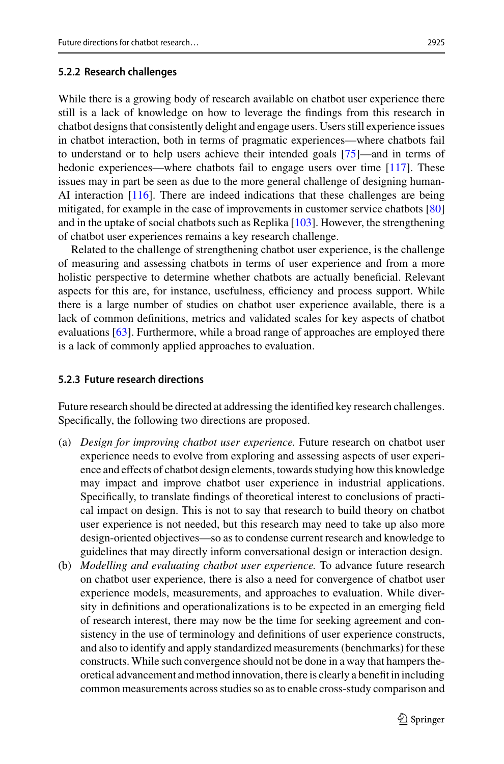### 5.2.2 Research challenges

While there is a growing body of research available on chatbot user experience there still is a lack of knowledge on how to leverage the findings from this research in chatbot designs that consistently delight and engage users. Users still experience issues in chatbot interaction, both in terms of pragmatic experiences—where chatbots fail to understand or to help users achieve their intended goals [75]—and in terms of hedonic experiences—where chatbots fail to engage users over time [117]. These issues may in part be seen as due to the more general challenge of designing human-AI interaction [116]. There are indeed indications that these challenges are being mitigated, for example in the case of improvements in customer service chatbots [80] and in the uptake of social chatbots such as Replika [103]. However, the strengthening of chatbot user experiences remains a key research challenge.

Related to the challenge of strengthening chatbot user experience, is the challenge of measuring and assessing chatbots in terms of user experience and from a more holistic perspective to determine whether chatbots are actually beneficial. Relevant aspects for this are, for instance, usefulness, efficiency and process support. While there is a large number of studies on chatbot user experience available, there is a lack of common definitions, metrics and validated scales for key aspects of chatbot evaluations [63]. Furthermore, while a broad range of approaches are employed there is a lack of commonly applied approaches to evaluation.

### 5.2.3 Future research directions

Future research should be directed at addressing the identified key research challenges. Specifically, the following two directions are proposed.

(a) *Design for improving chatbot user experience.* Future research on chatbot user experience needs to evolve from exploring and assessing aspects of user experience and effects of chatbot design elements, towards studying how this knowledge may impact and improve chatbot user experience in industrial applications. Specifically, to translate findings of theoretical interest to conclusions of practical impact on design. This is not to say that research to build theory on chatbot user experience is not needed, but this research may need to take up also more design-oriented objectives—so as to condense current research and knowledge to guidelines that may directly inform conversational design or interaction design.

(b) *Modelling and evaluating chatbot user experience.* To advance future research on chatbot user experience, there is also a need for convergence of chatbot user experience models, measurements, and approaches to evaluation. While diversity in definitions and operationalizations is to be expected in an emerging field of research interest, there may now be the time for seeking agreement and consistency in the use of terminology and definitions of user experience constructs, and also to identify and apply standardized measurements (benchmarks) for these constructs. While such convergence should not be done in a way that hampers theoretical advancement and method innovation, there is clearly a benefit in including common measurements across studies so as to enable cross-study comparison and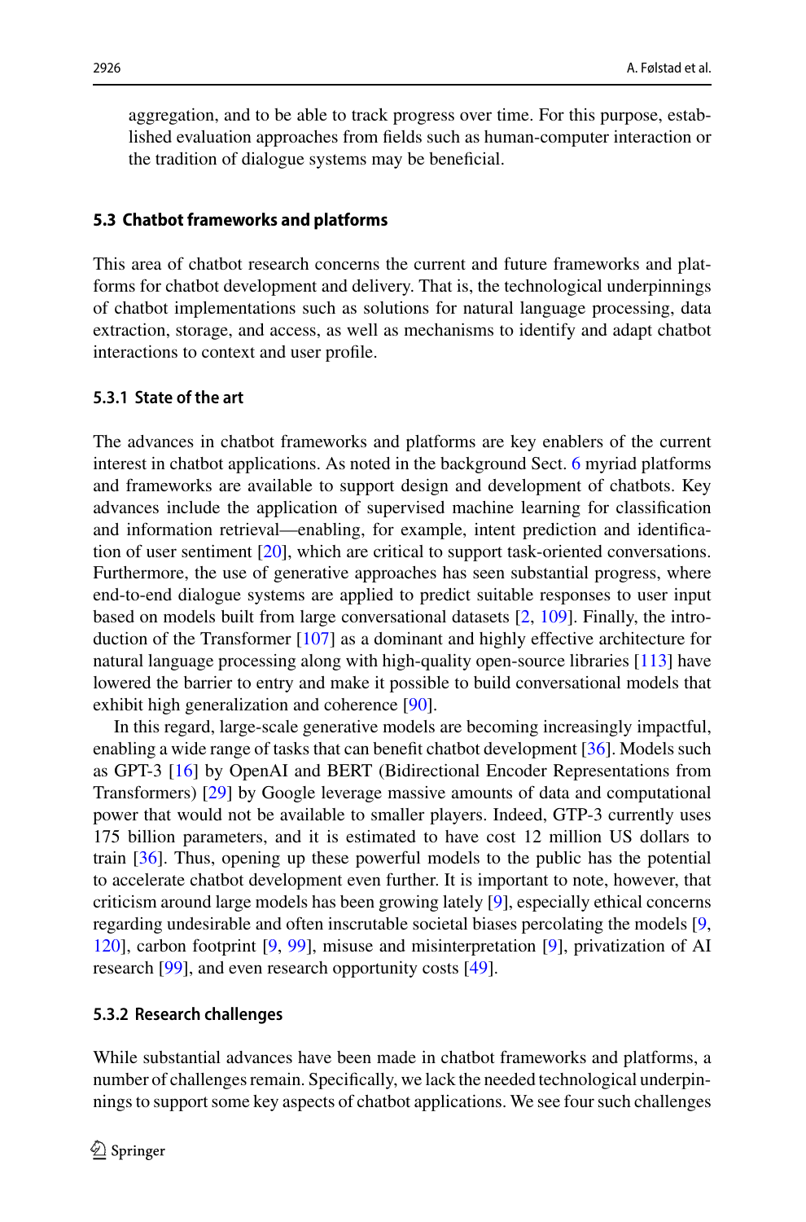aggregation, and to be able to track progress over time. For this purpose, established evaluation approaches from fields such as human-computer interaction or the tradition of dialogue systems may be beneficial.

### 5.3 Chatbot frameworks and platforms

This area of chatbot research concerns the current and future frameworks and platforms for chatbot development and delivery. That is, the technological underpinnings of chatbot implementations such as solutions for natural language processing, data extraction, storage, and access, as well as mechanisms to identify and adapt chatbot interactions to context and user profile.

#### 5.3.1 State of the art

The advances in chatbot frameworks and platforms are key enablers of the current interest in chatbot applications. As noted in the background Sect. 6 myriad platforms and frameworks are available to support design and development of chatbots. Key advances include the application of supervised machine learning for classification and information retrieval—enabling, for example, intent prediction and identification of user sentiment [20], which are critical to support task-oriented conversations. Furthermore, the use of generative approaches has seen substantial progress, where end-to-end dialogue systems are applied to predict suitable responses to user input based on models built from large conversational datasets [2, 109]. Finally, the introduction of the Transformer [107] as a dominant and highly effective architecture for natural language processing along with high-quality open-source libraries [113] have lowered the barrier to entry and make it possible to build conversational models that exhibit high generalization and coherence [90].

In this regard, large-scale generative models are becoming increasingly impactful, enabling a wide range of tasks that can benefit chatbot development [36]. Models such as GPT-3 [16] by OpenAI and BERT (Bidirectional Encoder Representations from Transformers) [29] by Google leverage massive amounts of data and computational power that would not be available to smaller players. Indeed, GTP-3 currently uses 175 billion parameters, and it is estimated to have cost 12 million US dollars to train [36]. Thus, opening up these powerful models to the public has the potential to accelerate chatbot development even further. It is important to note, however, that criticism around large models has been growing lately [9], especially ethical concerns regarding undesirable and often inscrutable societal biases percolating the models [9, 120], carbon footprint [9, 99], misuse and misinterpretation [9], privatization of AI research [99], and even research opportunity costs [49].

#### 5.3.2 Research challenges

While substantial advances have been made in chatbot frameworks and platforms, a number of challenges remain. Specifically, we lack the needed technological underpinnings to support some key aspects of chatbot applications. We see four such challenges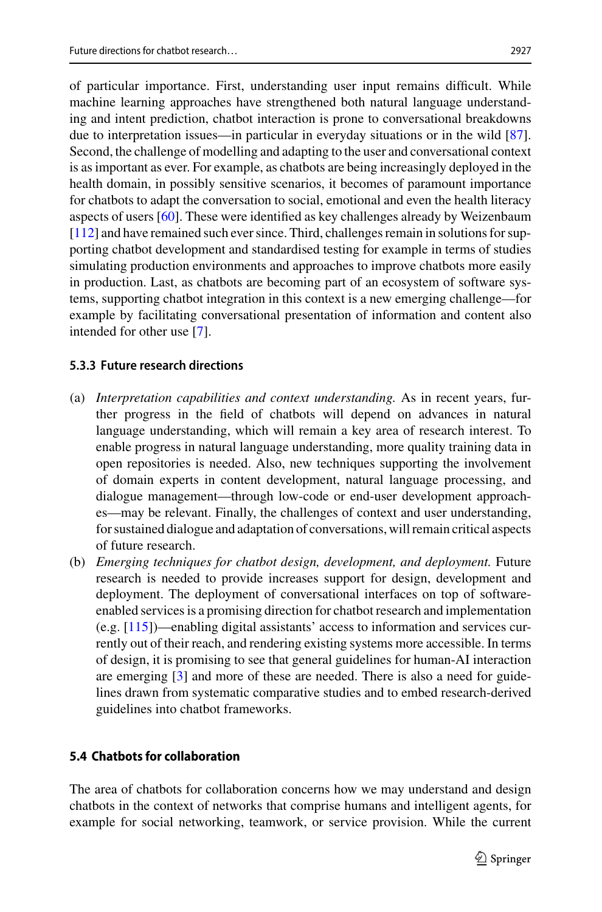of particular importance. First, understanding user input remains difficult. While machine learning approaches have strengthened both natural language understanding and intent prediction, chatbot interaction is prone to conversational breakdowns due to interpretation issues—in particular in everyday situations or in the wild [87]. Second, the challenge of modelling and adapting to the user and conversational context is as important as ever. For example, as chatbots are being increasingly deployed in the health domain, in possibly sensitive scenarios, it becomes of paramount importance for chatbots to adapt the conversation to social, emotional and even the health literacy aspects of users [60]. These were identified as key challenges already by Weizenbaum [112] and have remained such ever since. Third, challenges remain in solutions for supporting chatbot development and standardised testing for example in terms of studies simulating production environments and approaches to improve chatbots more easily in production. Last, as chatbots are becoming part of an ecosystem of software systems, supporting chatbot integration in this context is a new emerging challenge—for example by facilitating conversational presentation of information and content also intended for other use [7].

#### 5.3.3 Future research directions

(a) *Interpretation capabilities and context understanding.* As in recent years, further progress in the field of chatbots will depend on advances in natural language understanding, which will remain a key area of research interest. To enable progress in natural language understanding, more quality training data in open repositories is needed. Also, new techniques supporting the involvement of domain experts in content development, natural language processing, and dialogue management—through low-code or end-user development approaches—may be relevant. Finally, the challenges of context and user understanding, for sustained dialogue and adaptation of conversations, will remain critical aspects of future research.

(b) *Emerging techniques for chatbot design, development, and deployment.* Future research is needed to provide increases support for design, development and deployment. The deployment of conversational interfaces on top of software-enabled services is a promising direction for chatbot research and implementation (e.g. [115])—enabling digital assistants' access to information and services currently out of their reach, and rendering existing systems more accessible. In terms of design, it is promising to see that general guidelines for human-AI interaction are emerging [3] and more of these are needed. There is also a need for guidelines drawn from systematic comparative studies and to embed research-derived guidelines into chatbot frameworks.

### 5.4 Chatbots for collaboration

The area of chatbots for collaboration concerns how we may understand and design chatbots in the context of networks that comprise humans and intelligent agents, for example for social networking, teamwork, or service provision. While the current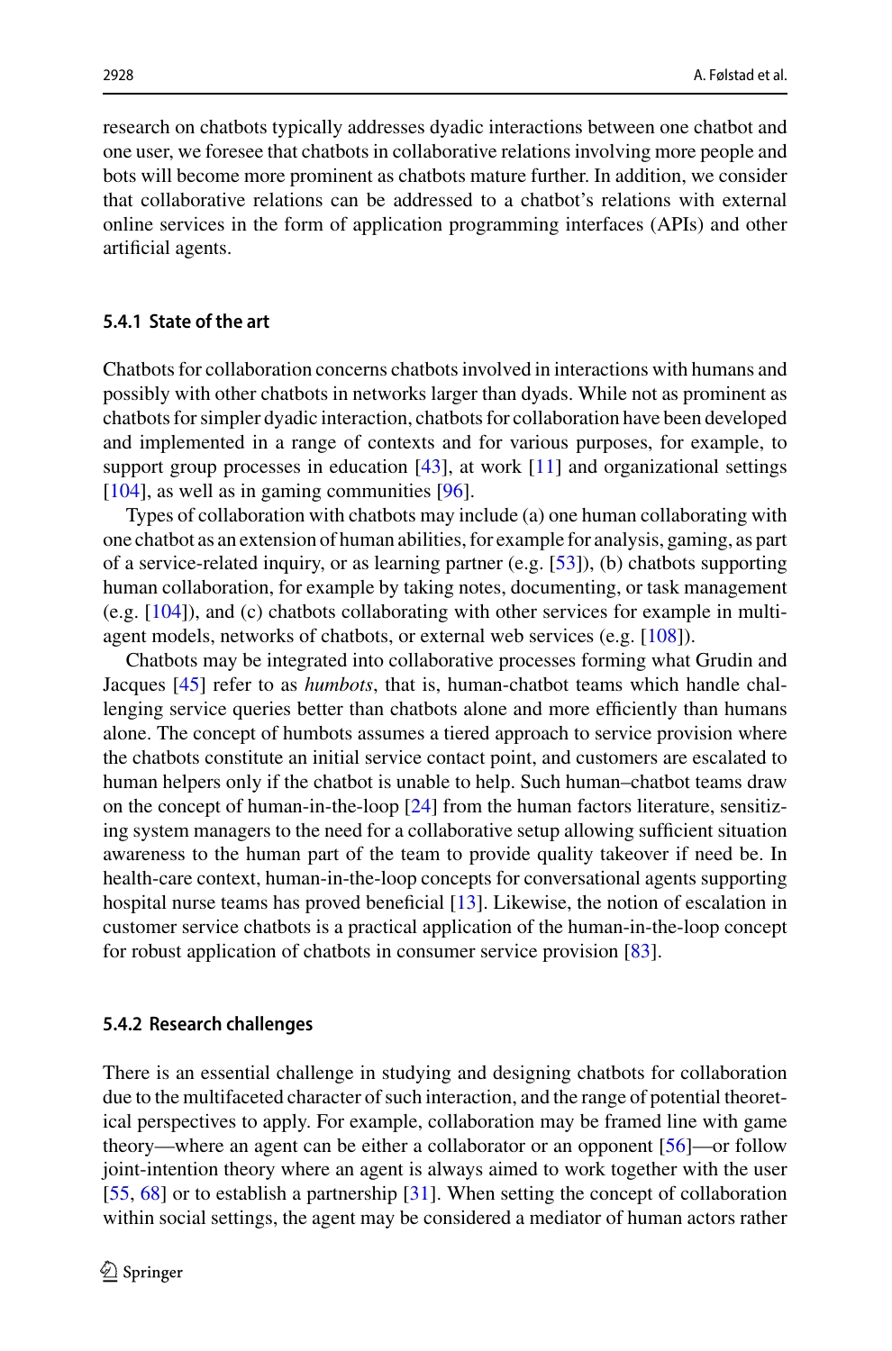research on chatbots typically addresses dyadic interactions between one chatbot and one user, we foresee that chatbots in collaborative relations involving more people and bots will become more prominent as chatbots mature further. In addition, we consider that collaborative relations can be addressed to a chatbot's relations with external online services in the form of application programming interfaces (APIs) and other artificial agents.

### 5.4.1 State of the art

Chatbots for collaboration concerns chatbots involved in interactions with humans and possibly with other chatbots in networks larger than dyads. While not as prominent as chatbots for simpler dyadic interaction, chatbots for collaboration have been developed and implemented in a range of contexts and for various purposes, for example, to support group processes in education [43], at work [11] and organizational settings [104], as well as in gaming communities [96].

Types of collaboration with chatbots may include (a) one human collaborating with one chatbot as an extension of human abilities, for example for analysis, gaming, as part of a service-related inquiry, or as learning partner (e.g. [53]), (b) chatbots supporting human collaboration, for example by taking notes, documenting, or task management (e.g. [104]), and (c) chatbots collaborating with other services for example in multi-agent models, networks of chatbots, or external web services (e.g. [108]).

Chatbots may be integrated into collaborative processes forming what Grudin and Jacques [45] refer to as *humbots*, that is, human-chatbot teams which handle challenging service queries better than chatbots alone and more efficiently than humans alone. The concept of humbots assumes a tiered approach to service provision where the chatbots constitute an initial service contact point, and customers are escalated to human helpers only if the chatbot is unable to help. Such human–chatbot teams draw on the concept of human-in-the-loop [24] from the human factors literature, sensitizing system managers to the need for a collaborative setup allowing sufficient situation awareness to the human part of the team to provide quality takeover if need be. In health-care context, human-in-the-loop concepts for conversational agents supporting hospital nurse teams has proved beneficial [13]. Likewise, the notion of escalation in customer service chatbots is a practical application of the human-in-the-loop concept for robust application of chatbots in consumer service provision [83].

### 5.4.2 Research challenges

There is an essential challenge in studying and designing chatbots for collaboration due to the multifaceted character of such interaction, and the range of potential theoretical perspectives to apply. For example, collaboration may be framed line with game theory—where an agent can be either a collaborator or an opponent [56]—or follow joint-intention theory where an agent is always aimed to work together with the user [55, 68] or to establish a partnership [31]. When setting the concept of collaboration within social settings, the agent may be considered a mediator of human actors rather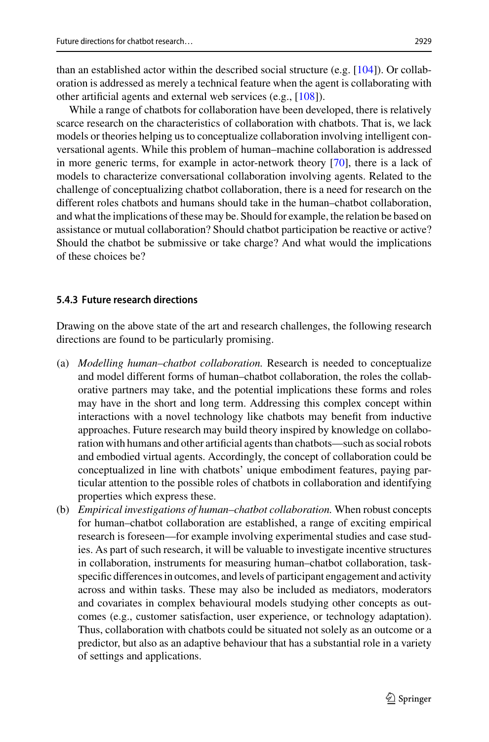than an established actor within the described social structure (e.g. [104]). Or collaboration is addressed as merely a technical feature when the agent is collaborating with other artificial agents and external web services (e.g., [108]).

While a range of chatbots for collaboration have been developed, there is relatively scarce research on the characteristics of collaboration with chatbots. That is, we lack models or theories helping us to conceptualize collaboration involving intelligent conversational agents. While this problem of human–machine collaboration is addressed in more generic terms, for example in actor-network theory [70], there is a lack of models to characterize conversational collaboration involving agents. Related to the challenge of conceptualizing chatbot collaboration, there is a need for research on the different roles chatbots and humans should take in the human–chatbot collaboration, and what the implications of these may be. Should for example, the relation be based on assistance or mutual collaboration? Should chatbot participation be reactive or active? Should the chatbot be submissive or take charge? And what would the implications of these choices be?

#### 5.4.3 Future research directions

Drawing on the above state of the art and research challenges, the following research directions are found to be particularly promising.

(a) *Modelling human–chatbot collaboration.* Research is needed to conceptualize and model different forms of human–chatbot collaboration, the roles the collaborative partners may take, and the potential implications these forms and roles may have in the short and long term. Addressing this complex concept within interactions with a novel technology like chatbots may benefit from inductive approaches. Future research may build theory inspired by knowledge on collaboration with humans and other artificial agents than chatbots—such as social robots and embodied virtual agents. Accordingly, the concept of collaboration could be conceptualized in line with chatbots' unique embodiment features, paying particular attention to the possible roles of chatbots in collaboration and identifying properties which express these.

(b) *Empirical investigations of human–chatbot collaboration.* When robust concepts for human–chatbot collaboration are established, a range of exciting empirical research is foreseen—for example involving experimental studies and case studies. As part of such research, it will be valuable to investigate incentive structures in collaboration, instruments for measuring human–chatbot collaboration, task-specific differences in outcomes, and levels of participant engagement and activity across and within tasks. These may also be included as mediators, moderators and covariates in complex behavioural models studying other concepts as outcomes (e.g., customer satisfaction, user experience, or technology adaptation). Thus, collaboration with chatbots could be situated not solely as an outcome or a predictor, but also as an adaptive behaviour that has a substantial role in a variety of settings and applications.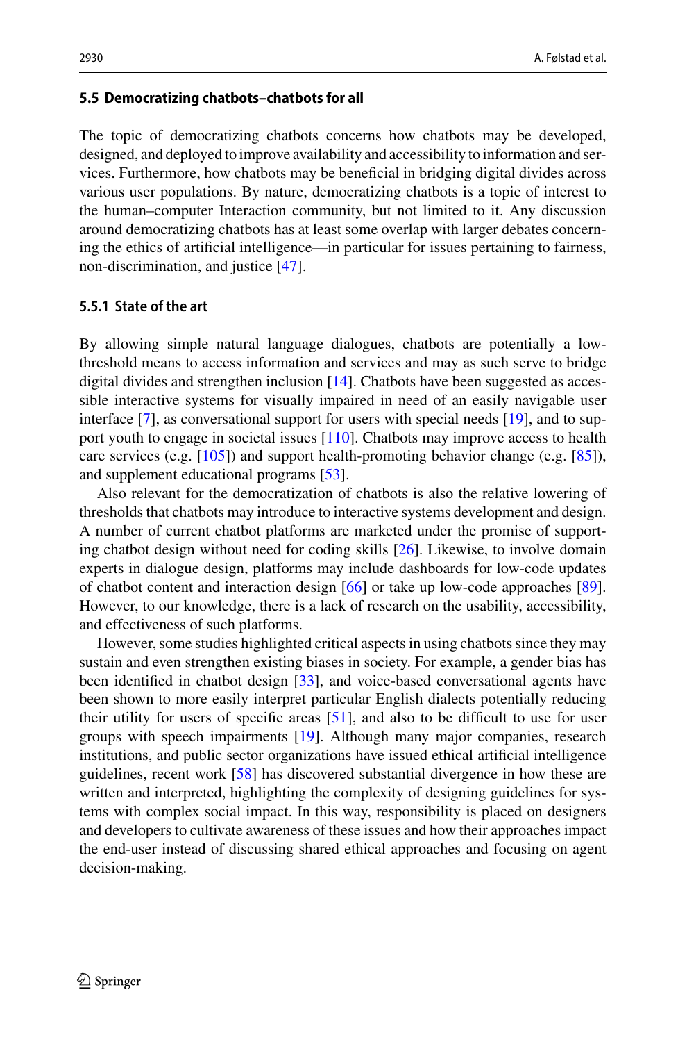### 5.5 Democratizing chatbots–chatbots for all

The topic of democratizing chatbots concerns how chatbots may be developed, designed, and deployed to improve availability and accessibility to information and services. Furthermore, how chatbots may be beneficial in bridging digital divides across various user populations. By nature, democratizing chatbots is a topic of interest to the human–computer Interaction community, but not limited to it. Any discussion around democratizing chatbots has at least some overlap with larger debates concerning the ethics of artificial intelligence—in particular for issues pertaining to fairness, non-discrimination, and justice [47].

#### 5.5.1 State of the art

By allowing simple natural language dialogues, chatbots are potentially a low-threshold means to access information and services and may as such serve to bridge digital divides and strengthen inclusion [14]. Chatbots have been suggested as accessible interactive systems for visually impaired in need of an easily navigable user interface [7], as conversational support for users with special needs [19], and to support youth to engage in societal issues [110]. Chatbots may improve access to health care services (e.g. [105]) and support health-promoting behavior change (e.g. [85]), and supplement educational programs [53].

Also relevant for the democratization of chatbots is also the relative lowering of thresholds that chatbots may introduce to interactive systems development and design. A number of current chatbot platforms are marketed under the promise of supporting chatbot design without need for coding skills [26]. Likewise, to involve domain experts in dialogue design, platforms may include dashboards for low-code updates of chatbot content and interaction design [66] or take up low-code approaches [89]. However, to our knowledge, there is a lack of research on the usability, accessibility, and effectiveness of such platforms.

However, some studies highlighted critical aspects in using chatbots since they may sustain and even strengthen existing biases in society. For example, a gender bias has been identified in chatbot design [33], and voice-based conversational agents have been shown to more easily interpret particular English dialects potentially reducing their utility for users of specific areas [51], and also to be difficult to use for user groups with speech impairments [19]. Although many major companies, research institutions, and public sector organizations have issued ethical artificial intelligence guidelines, recent work [58] has discovered substantial divergence in how these are written and interpreted, highlighting the complexity of designing guidelines for systems with complex social impact. In this way, responsibility is placed on designers and developers to cultivate awareness of these issues and how their approaches impact the end-user instead of discussing shared ethical approaches and focusing on agent decision-making.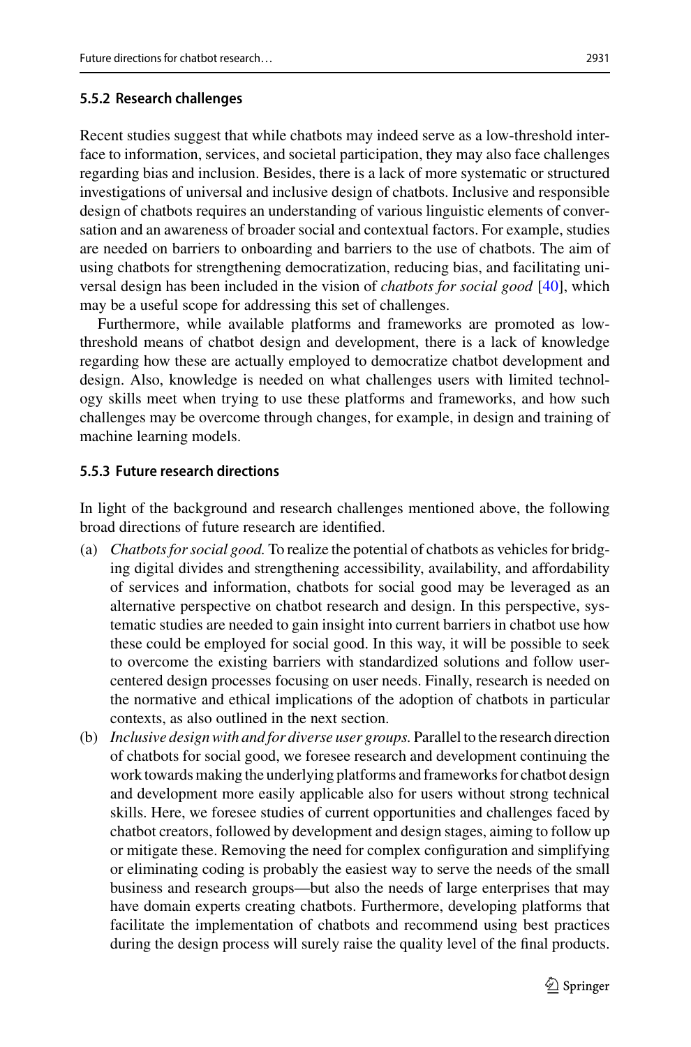#### 5.5.2 Research challenges

Recent studies suggest that while chatbots may indeed serve as a low-threshold interface to information, services, and societal participation, they may also face challenges regarding bias and inclusion. Besides, there is a lack of more systematic or structured investigations of universal and inclusive design of chatbots. Inclusive and responsible design of chatbots requires an understanding of various linguistic elements of conversation and an awareness of broader social and contextual factors. For example, studies are needed on barriers to onboarding and barriers to the use of chatbots. The aim of using chatbots for strengthening democratization, reducing bias, and facilitating universal design has been included in the vision of *chatbots for social good* [40], which may be a useful scope for addressing this set of challenges.

Furthermore, while available platforms and frameworks are promoted as low-threshold means of chatbot design and development, there is a lack of knowledge regarding how these are actually employed to democratize chatbot development and design. Also, knowledge is needed on what challenges users with limited technology skills meet when trying to use these platforms and frameworks, and how such challenges may be overcome through changes, for example, in design and training of machine learning models.

#### 5.5.3 Future research directions

In light of the background and research challenges mentioned above, the following broad directions of future research are identified.

(a) *Chatbots for social good.* To realize the potential of chatbots as vehicles for bridging digital divides and strengthening accessibility, availability, and affordability of services and information, chatbots for social good may be leveraged as an alternative perspective on chatbot research and design. In this perspective, systematic studies are needed to gain insight into current barriers in chatbot use how these could be employed for social good. In this way, it will be possible to seek to overcome the existing barriers with standardized solutions and follow user-centered design processes focusing on user needs. Finally, research is needed on the normative and ethical implications of the adoption of chatbots in particular contexts, as also outlined in the next section.

(b) *Inclusive design with and for diverse user groups.* Parallel to the research direction of chatbots for social good, we foresee research and development continuing the work towards making the underlying platforms and frameworks for chatbot design and development more easily applicable also for users without strong technical skills. Here, we foresee studies of current opportunities and challenges faced by chatbot creators, followed by development and design stages, aiming to follow up or mitigate these. Removing the need for complex configuration and simplifying or eliminating coding is probably the easiest way to serve the needs of the small business and research groups—but also the needs of large enterprises that may have domain experts creating chatbots. Furthermore, developing platforms that facilitate the implementation of chatbots and recommend using best practices during the design process will surely raise the quality level of the final products.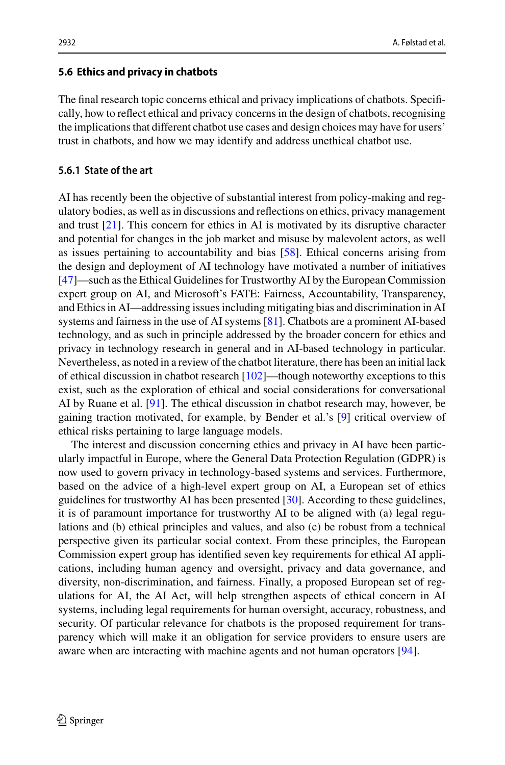### 5.6 Ethics and privacy in chatbots

The final research topic concerns ethical and privacy implications of chatbots. Specifically, how to reflect ethical and privacy concerns in the design of chatbots, recognising the implications that different chatbot use cases and design choices may have for users' trust in chatbots, and how we may identify and address unethical chatbot use.

#### 5.6.1 State of the art

AI has recently been the objective of substantial interest from policy-making and regulatory bodies, as well as in discussions and reflections on ethics, privacy management and trust [21]. This concern for ethics in AI is motivated by its disruptive character and potential for changes in the job market and misuse by malevolent actors, as well as issues pertaining to accountability and bias [58]. Ethical concerns arising from the design and deployment of AI technology have motivated a number of initiatives [47]—such as the Ethical Guidelines for Trustworthy AI by the European Commission expert group on AI, and Microsoft's FATE: Fairness, Accountability, Transparency, and Ethics in AI—addressing issues including mitigating bias and discrimination in AI systems and fairness in the use of AI systems [81]. Chatbots are a prominent AI-based technology, and as such in principle addressed by the broader concern for ethics and privacy in technology research in general and in AI-based technology in particular. Nevertheless, as noted in a review of the chatbot literature, there has been an initial lack of ethical discussion in chatbot research [102]—though noteworthy exceptions to this exist, such as the exploration of ethical and social considerations for conversational AI by Ruane et al. [91]. The ethical discussion in chatbot research may, however, be gaining traction motivated, for example, by Bender et al.'s [9] critical overview of ethical risks pertaining to large language models.

The interest and discussion concerning ethics and privacy in AI have been particularly impactful in Europe, where the General Data Protection Regulation (GDPR) is now used to govern privacy in technology-based systems and services. Furthermore, based on the advice of a high-level expert group on AI, a European set of ethics guidelines for trustworthy AI has been presented [30]. According to these guidelines, it is of paramount importance for trustworthy AI to be aligned with (a) legal regulations and (b) ethical principles and values, and also (c) be robust from a technical perspective given its particular social context. From these principles, the European Commission expert group has identified seven key requirements for ethical AI applications, including human agency and oversight, privacy and data governance, and diversity, non-discrimination, and fairness. Finally, a proposed European set of regulations for AI, the AI Act, will help strengthen aspects of ethical concern in AI systems, including legal requirements for human oversight, accuracy, robustness, and security. Of particular relevance for chatbots is the proposed requirement for transparency which will make it an obligation for service providers to ensure users are aware when are interacting with machine agents and not human operators [94].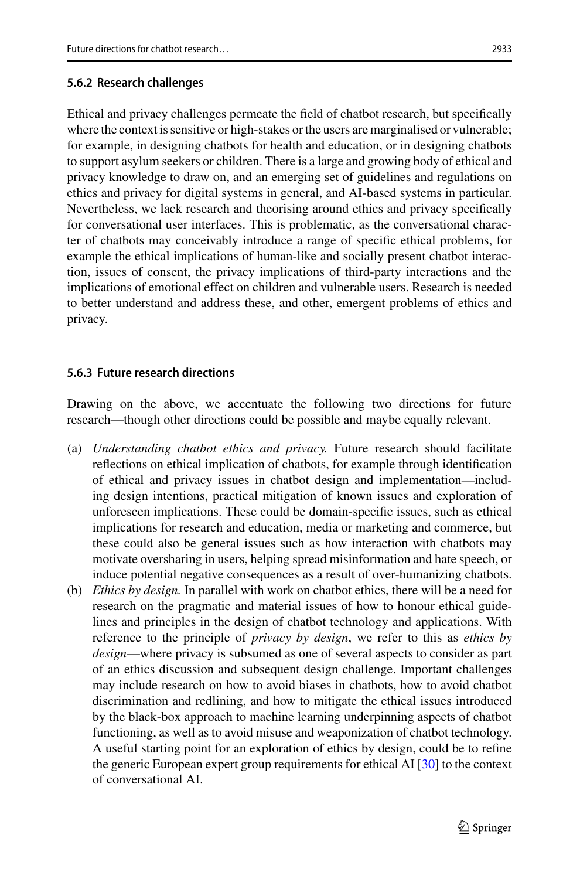#### 5.6.2 Research challenges

Ethical and privacy challenges permeate the field of chatbot research, but specifically where the context is sensitive or high-stakes or the users are marginalised or vulnerable; for example, in designing chatbots for health and education, or in designing chatbots to support asylum seekers or children. There is a large and growing body of ethical and privacy knowledge to draw on, and an emerging set of guidelines and regulations on ethics and privacy for digital systems in general, and AI-based systems in particular. Nevertheless, we lack research and theorising around ethics and privacy specifically for conversational user interfaces. This is problematic, as the conversational character of chatbots may conceivably introduce a range of specific ethical problems, for example the ethical implications of human-like and socially present chatbot interaction, issues of consent, the privacy implications of third-party interactions and the implications of emotional effect on children and vulnerable users. Research is needed to better understand and address these, and other, emergent problems of ethics and privacy.

#### 5.6.3 Future research directions

Drawing on the above, we accentuate the following two directions for future research—though other directions could be possible and maybe equally relevant.

(a) *Understanding chatbot ethics and privacy.* Future research should facilitate reflections on ethical implication of chatbots, for example through identification of ethical and privacy issues in chatbot design and implementation—including design intentions, practical mitigation of known issues and exploration of unforeseen implications. These could be domain-specific issues, such as ethical implications for research and education, media or marketing and commerce, but these could also be general issues such as how interaction with chatbots may motivate oversharing in users, helping spread misinformation and hate speech, or induce potential negative consequences as a result of over-humanizing chatbots.

(b) *Ethics by design.* In parallel with work on chatbot ethics, there will be a need for research on the pragmatic and material issues of how to honour ethical guidelines and principles in the design of chatbot technology and applications. With reference to the principle of *privacy by design*, we refer to this as *ethics by design*—where privacy is subsumed as one of several aspects to consider as part of an ethics discussion and subsequent design challenge. Important challenges may include research on how to avoid biases in chatbots, how to avoid chatbot discrimination and redlining, and how to mitigate the ethical issues introduced by the black-box approach to machine learning underpinning aspects of chatbot functioning, as well as to avoid misuse and weaponization of chatbot technology. A useful starting point for an exploration of ethics by design, could be to refine the generic European expert group requirements for ethical AI [30] to the context of conversational AI.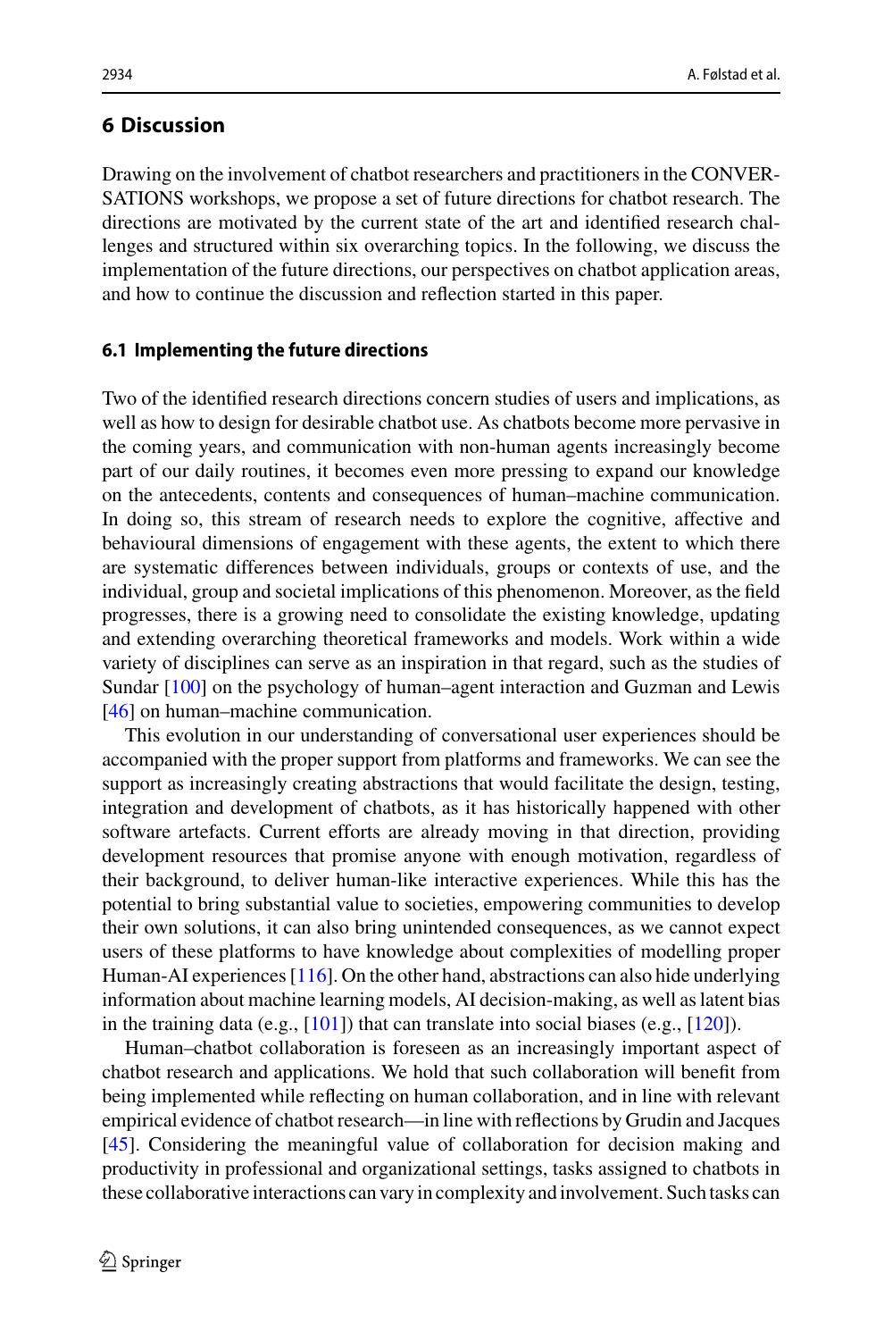## 6 Discussion

Drawing on the involvement of chatbot researchers and practitioners in the CONVERSATIONS workshops, we propose a set of future directions for chatbot research. The directions are motivated by the current state of the art and identified research challenges and structured within six overarching topics. In the following, we discuss the implementation of the future directions, our perspectives on chatbot application areas, and how to continue the discussion and reflection started in this paper.

### 6.1 Implementing the future directions

Two of the identified research directions concern studies of users and implications, as well as how to design for desirable chatbot use. As chatbots become more pervasive in the coming years, and communication with non-human agents increasingly become part of our daily routines, it becomes even more pressing to expand our knowledge on the antecedents, contents and consequences of human–machine communication. In doing so, this stream of research needs to explore the cognitive, affective and behavioural dimensions of engagement with these agents, the extent to which there are systematic differences between individuals, groups or contexts of use, and the individual, group and societal implications of this phenomenon. Moreover, as the field progresses, there is a growing need to consolidate the existing knowledge, updating and extending overarching theoretical frameworks and models. Work within a wide variety of disciplines can serve as an inspiration in that regard, such as the studies of Sundar [100] on the psychology of human–agent interaction and Guzman and Lewis [46] on human–machine communication.

This evolution in our understanding of conversational user experiences should be accompanied with the proper support from platforms and frameworks. We can see the support as increasingly creating abstractions that would facilitate the design, testing, integration and development of chatbots, as it has historically happened with other software artefacts. Current efforts are already moving in that direction, providing development resources that promise anyone with enough motivation, regardless of their background, to deliver human-like interactive experiences. While this has the potential to bring substantial value to societies, empowering communities to develop their own solutions, it can also bring unintended consequences, as we cannot expect users of these platforms to have knowledge about complexities of modelling proper Human-AI experiences [116]. On the other hand, abstractions can also hide underlying information about machine learning models, AI decision-making, as well as latent bias in the training data (e.g., [101]) that can translate into social biases (e.g., [120]).

Human–chatbot collaboration is foreseen as an increasingly important aspect of chatbot research and applications. We hold that such collaboration will benefit from being implemented while reflecting on human collaboration, and in line with relevant empirical evidence of chatbot research—in line with reflections by Grudin and Jacques [45]. Considering the meaningful value of collaboration for decision making and productivity in professional and organizational settings, tasks assigned to chatbots in these collaborative interactions can vary in complexity and involvement. Such tasks can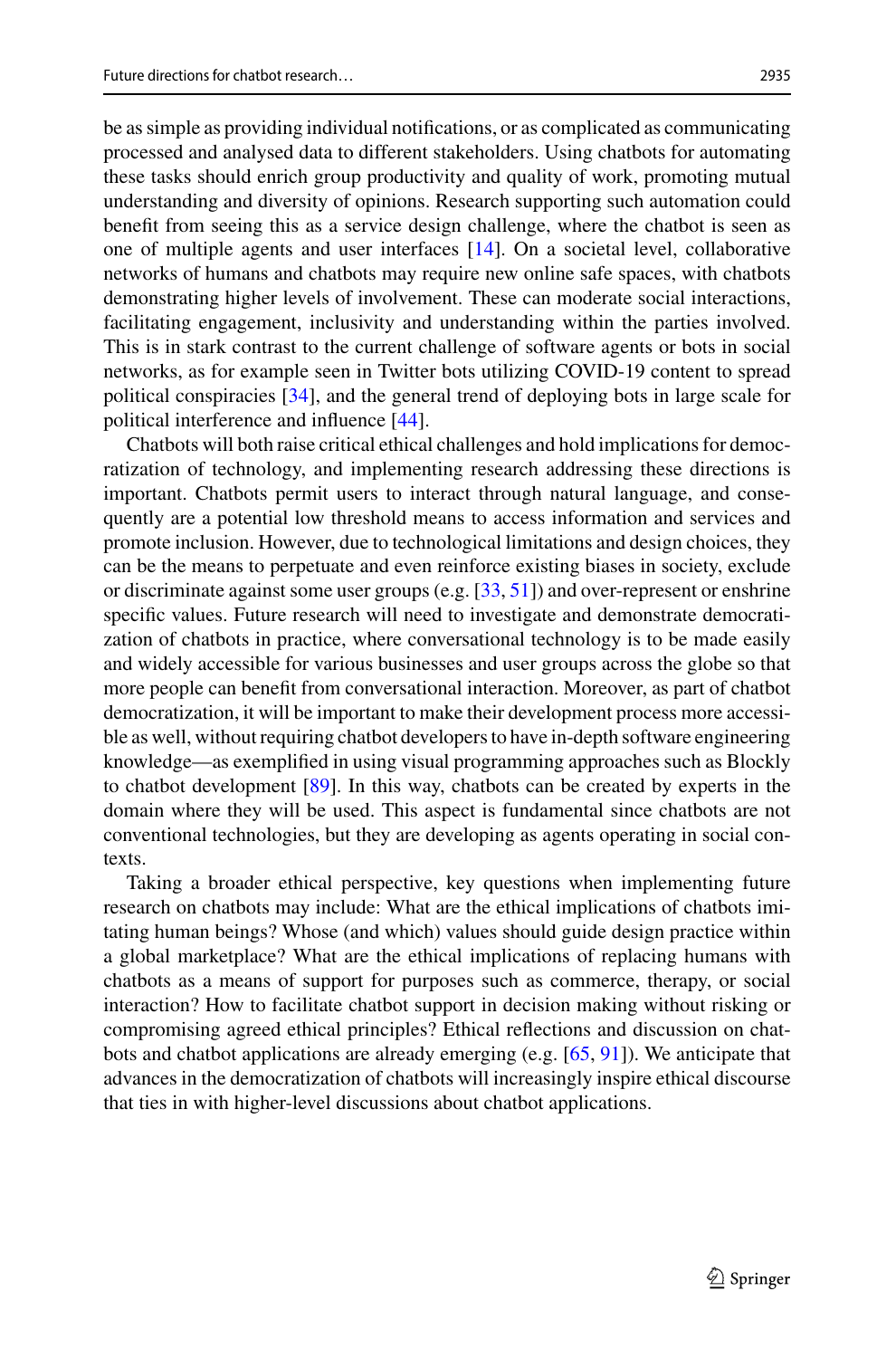be as simple as providing individual notifications, or as complicated as communicating processed and analysed data to different stakeholders. Using chatbots for automating these tasks should enrich group productivity and quality of work, promoting mutual understanding and diversity of opinions. Research supporting such automation could benefit from seeing this as a service design challenge, where the chatbot is seen as one of multiple agents and user interfaces [14]. On a societal level, collaborative networks of humans and chatbots may require new online safe spaces, with chatbots demonstrating higher levels of involvement. These can moderate social interactions, facilitating engagement, inclusivity and understanding within the parties involved. This is in stark contrast to the current challenge of software agents or bots in social networks, as for example seen in Twitter bots utilizing COVID-19 content to spread political conspiracies [34], and the general trend of deploying bots in large scale for political interference and influence [44].

Chatbots will both raise critical ethical challenges and hold implications for democratization of technology, and implementing research addressing these directions is important. Chatbots permit users to interact through natural language, and consequently are a potential low threshold means to access information and services and promote inclusion. However, due to technological limitations and design choices, they can be the means to perpetuate and even reinforce existing biases in society, exclude or discriminate against some user groups (e.g. [33, 51]) and over-represent or enshrine specific values. Future research will need to investigate and demonstrate democratization of chatbots in practice, where conversational technology is to be made easily and widely accessible for various businesses and user groups across the globe so that more people can benefit from conversational interaction. Moreover, as part of chatbot democratization, it will be important to make their development process more accessible as well, without requiring chatbot developers to have in-depth software engineering knowledge—as exemplified in using visual programming approaches such as Blockly to chatbot development [89]. In this way, chatbots can be created by experts in the domain where they will be used. This aspect is fundamental since chatbots are not conventional technologies, but they are developing as agents operating in social contexts.

Taking a broader ethical perspective, key questions when implementing future research on chatbots may include: What are the ethical implications of chatbots imitating human beings? Whose (and which) values should guide design practice within a global marketplace? What are the ethical implications of replacing humans with chatbots as a means of support for purposes such as commerce, therapy, or social interaction? How to facilitate chatbot support in decision making without risking or compromising agreed ethical principles? Ethical reflections and discussion on chatbots and chatbot applications are already emerging (e.g. [65, 91]). We anticipate that advances in the democratization of chatbots will increasingly inspire ethical discourse that ties in with higher-level discussions about chatbot applications.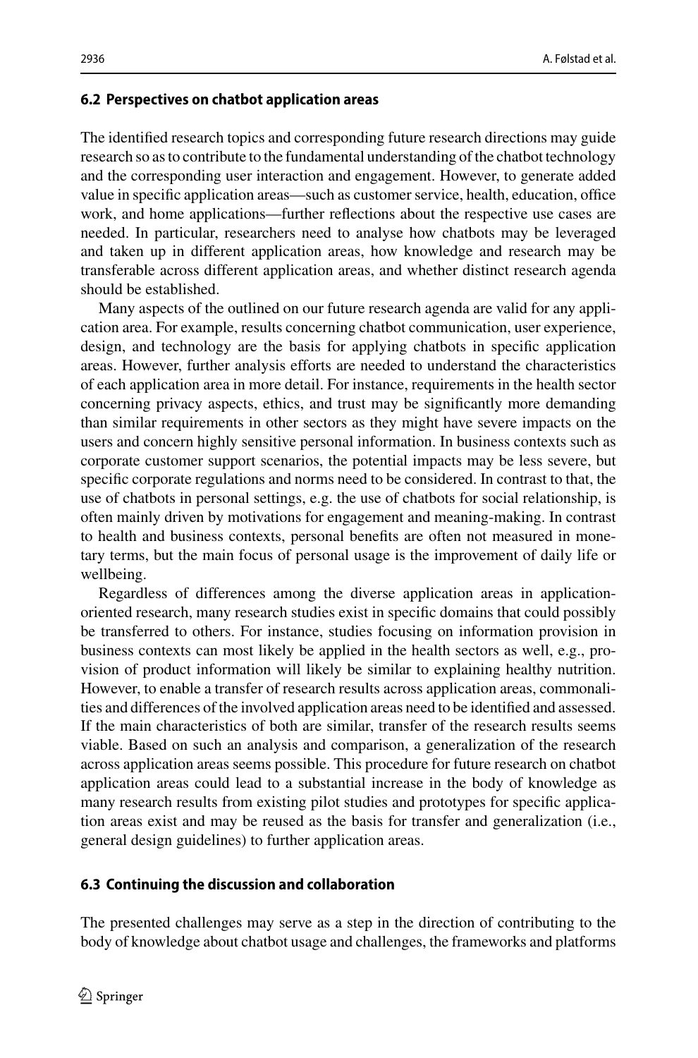### 6.2 Perspectives on chatbot application areas

The identified research topics and corresponding future research directions may guide research so as to contribute to the fundamental understanding of the chatbot technology and the corresponding user interaction and engagement. However, to generate added value in specific application areas—such as customer service, health, education, office work, and home applications—further reflections about the respective use cases are needed. In particular, researchers need to analyse how chatbots may be leveraged and taken up in different application areas, how knowledge and research may be transferable across different application areas, and whether distinct research agenda should be established.

Many aspects of the outlined on our future research agenda are valid for any application area. For example, results concerning chatbot communication, user experience, design, and technology are the basis for applying chatbots in specific application areas. However, further analysis efforts are needed to understand the characteristics of each application area in more detail. For instance, requirements in the health sector concerning privacy aspects, ethics, and trust may be significantly more demanding than similar requirements in other sectors as they might have severe impacts on the users and concern highly sensitive personal information. In business contexts such as corporate customer support scenarios, the potential impacts may be less severe, but specific corporate regulations and norms need to be considered. In contrast to that, the use of chatbots in personal settings, e.g. the use of chatbots for social relationship, is often mainly driven by motivations for engagement and meaning-making. In contrast to health and business contexts, personal benefits are often not measured in monetary terms, but the main focus of personal usage is the improvement of daily life or wellbeing.

Regardless of differences among the diverse application areas in application-oriented research, many research studies exist in specific domains that could possibly be transferred to others. For instance, studies focusing on information provision in business contexts can most likely be applied in the health sectors as well, e.g., provision of product information will likely be similar to explaining healthy nutrition. However, to enable a transfer of research results across application areas, commonalities and differences of the involved application areas need to be identified and assessed. If the main characteristics of both are similar, transfer of the research results seems viable. Based on such an analysis and comparison, a generalization of the research across application areas seems possible. This procedure for future research on chatbot application areas could lead to a substantial increase in the body of knowledge as many research results from existing pilot studies and prototypes for specific application areas exist and may be reused as the basis for transfer and generalization (i.e., general design guidelines) to further application areas.

### 6.3 Continuing the discussion and collaboration

The presented challenges may serve as a step in the direction of contributing to the body of knowledge about chatbot usage and challenges, the frameworks and platforms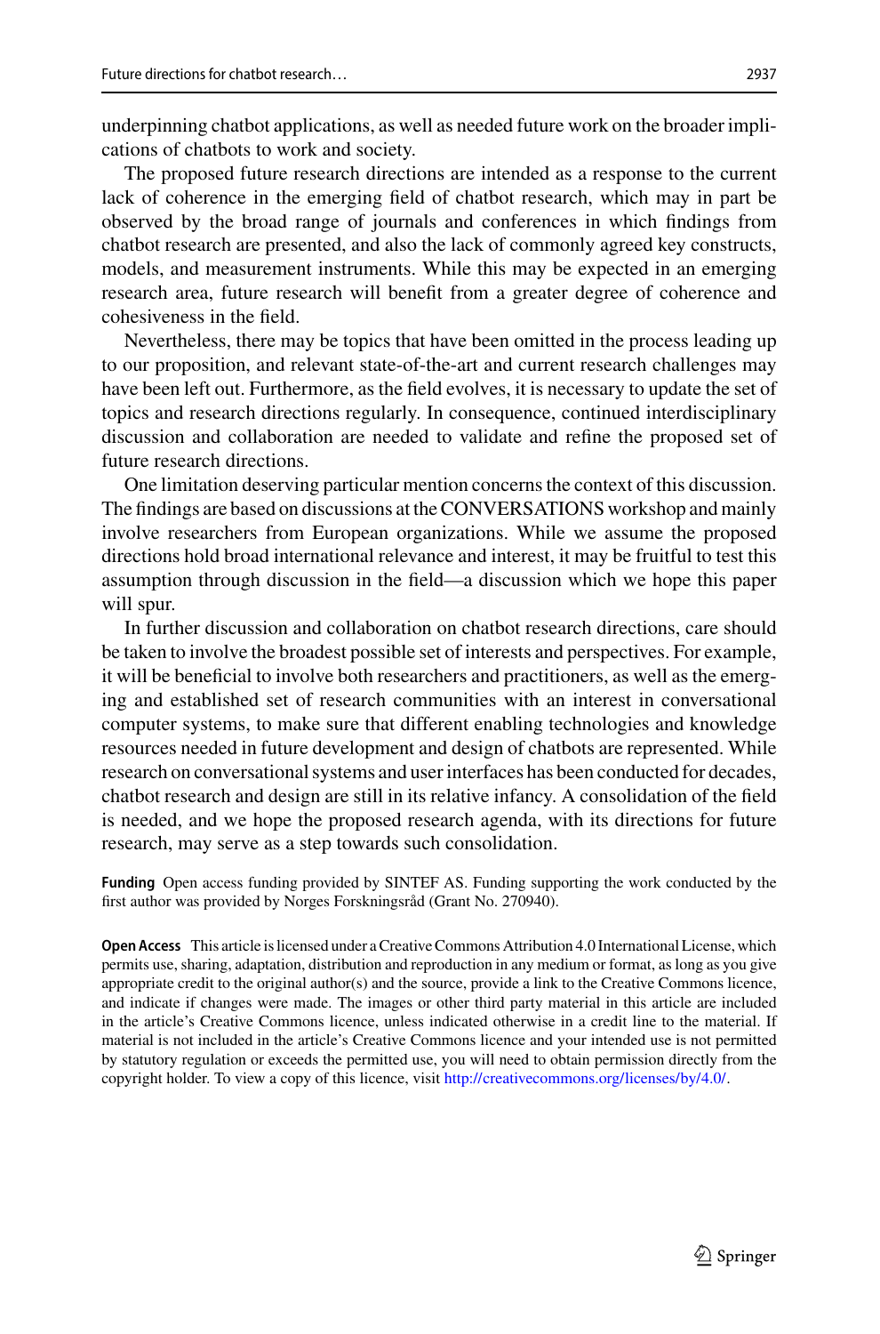underpinning chatbot applications, as well as needed future work on the broader implications of chatbots to work and society.

The proposed future research directions are intended as a response to the current lack of coherence in the emerging field of chatbot research, which may in part be observed by the broad range of journals and conferences in which findings from chatbot research are presented, and also the lack of commonly agreed key constructs, models, and measurement instruments. While this may be expected in an emerging research area, future research will benefit from a greater degree of coherence and cohesiveness in the field.

Nevertheless, there may be topics that have been omitted in the process leading up to our proposition, and relevant state-of-the-art and current research challenges may have been left out. Furthermore, as the field evolves, it is necessary to update the set of topics and research directions regularly. In consequence, continued interdisciplinary discussion and collaboration are needed to validate and refine the proposed set of future research directions.

One limitation deserving particular mention concerns the context of this discussion. The findings are based on discussions at the CONVERSATIONS workshop and mainly involve researchers from European organizations. While we assume the proposed directions hold broad international relevance and interest, it may be fruitful to test this assumption through discussion in the field—a discussion which we hope this paper will spur.

In further discussion and collaboration on chatbot research directions, care should be taken to involve the broadest possible set of interests and perspectives. For example, it will be beneficial to involve both researchers and practitioners, as well as the emerging and established set of research communities with an interest in conversational computer systems, to make sure that different enabling technologies and knowledge resources needed in future development and design of chatbots are represented. While research on conversational systems and user interfaces has been conducted for decades, chatbot research and design are still in its relative infancy. A consolidation of the field is needed, and we hope the proposed research agenda, with its directions for future research, may serve as a step towards such consolidation.

**Funding** Open access funding provided by SINTEF AS. Funding supporting the work conducted by the first author was provided by Norges Forskningsråd (Grant No. 270940).

**Open Access** This article is licensed under a Creative Commons Attribution 4.0 International License, which permits use, sharing, adaptation, distribution and reproduction in any medium or format, as long as you give appropriate credit to the original author(s) and the source, provide a link to the Creative Commons licence, and indicate if changes were made. The images or other third party material in this article are included in the article's Creative Commons licence, unless indicated otherwise in a credit line to the material. If material is not included in the article's Creative Commons licence and your intended use is not permitted by statutory regulation or exceeds the permitted use, you will need to obtain permission directly from the copyright holder. To view a copy of this licence, visit http://creativecommons.org/licenses/by/4.0/.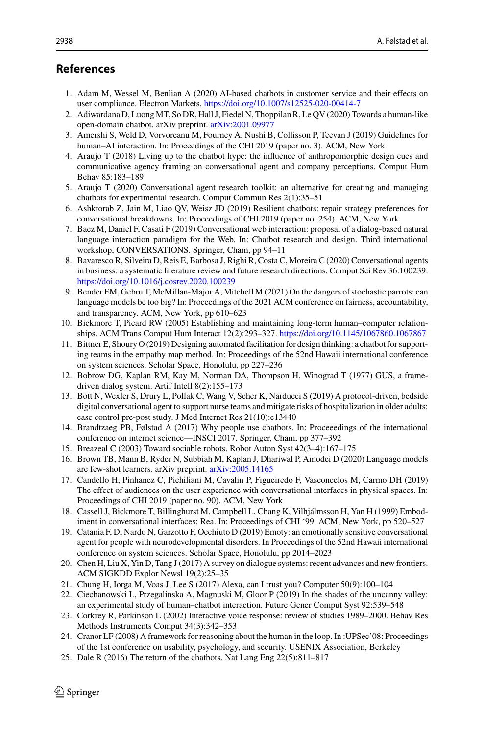## References

1. Adam M, Wessel M, Benlian A (2020) AI-based chatbots in customer service and their effects on user compliance. Electron Markets. https://doi.org/10.1007/s12525-020-00414-7
2. Adiwardana D, Luong MT, So DR, Hall J, Fiedel N, Thoppilan R, Le QV (2020) Towards a human-like open-domain chatbot. arXiv preprint. arXiv:2001.09977
3. Amershi S, Weld D, Vorvoreanu M, Fourney A, Nushi B, Collisson P, Teevan J (2019) Guidelines for human–AI interaction. In: Proceedings of the CHI 2019 (paper no. 3). ACM, New York
4. Araujo T (2018) Living up to the chatbot hype: the influence of anthropomorphic design cues and communicative agency framing on conversational agent and company perceptions. Comput Hum Behav 85:183–189
5. Araujo T (2020) Conversational agent research toolkit: an alternative for creating and managing chatbots for experimental research. Comput Commun Res 2(1):35–51
6. Ashktorab Z, Jain M, Liao QV, Weisz JD (2019) Resilient chatbots: repair strategy preferences for conversational breakdowns. In: Proceedings of CHI 2019 (paper no. 254). ACM, New York
7. Baez M, Daniel F, Casati F (2019) Conversational web interaction: proposal of a dialog-based natural language interaction paradigm for the Web. In: Chatbot research and design. Third international workshop, CONVERSATIONS. Springer, Cham, pp 94–11
8. Bavaresco R, Silveira D, Reis E, Barbosa J, Righi R, Costa C, Moreira C (2020) Conversational agents in business: a systematic literature review and future research directions. Comput Sci Rev 36:100239. https://doi.org/10.1016/j.cosrev.2020.100239
9. Bender EM, Gebru T, McMillan-Major A, Mitchell M (2021) On the dangers of stochastic parrots: can language models be too big? In: Proceedings of the 2021 ACM conference on fairness, accountability, and transparency. ACM, New York, pp 610–623
10. Bickmore T, Picard RW (2005) Establishing and maintaining long-term human–computer relationships. ACM Trans Comput Hum Interact 12(2):293–327. https://doi.org/10.1145/1067860.1067867
11. Bittner E, Shoury O (2019) Designing automated facilitation for design thinking: a chatbot for supporting teams in the empathy map method. In: Proceedings of the 52nd Hawaii international conference on system sciences. Scholar Space, Honolulu, pp 227–236
12. Bobrow DG, Kaplan RM, Kay M, Norman DA, Thompson H, Winograd T (1977) GUS, a frame-driven dialog system. Artif Intell 8(2):155–173
13. Bott N, Wexler S, Drury L, Pollak C, Wang V, Scher K, Narducci S (2019) A protocol-driven, bedside digital conversational agent to support nurse teams and mitigate risks of hospitalization in older adults: case control pre-post study. J Med Internet Res 21(10):e13440
14. Brandtzaeg PB, Følstad A (2017) Why people use chatbots. In: Proceeedings of the international conference on internet science—INSCI 2017. Springer, Cham, pp 377–392
15. Breazeal C (2003) Toward sociable robots. Robot Auton Syst 42(3–4):167–175
16. Brown TB, Mann B, Ryder N, Subbiah M, Kaplan J, Dhariwal P, Amodei D (2020) Language models are few-shot learners. arXiv preprint. arXiv:2005.14165
17. Candello H, Pinhanez C, Pichiliani M, Cavalin P, Figueiredo F, Vasconcelos M, Carmo DH (2019) The effect of audiences on the user experience with conversational interfaces in physical spaces. In: Proceedings of CHI 2019 (paper no. 90). ACM, New York
18. Cassell J, Bickmore T, Billinghurst M, Campbell L, Chang K, Vilhjálmsson H, Yan H (1999) Embodiment in conversational interfaces: Rea. In: Proceedings of CHI '99. ACM, New York, pp 520–527
19. Catania F, Di Nardo N, Garzotto F, Occhiuto D (2019) Emoty: an emotionally sensitive conversational agent for people with neurodevelopmental disorders. In Proceedings of the 52nd Hawaii international conference on system sciences. Scholar Space, Honolulu, pp 2014–2023
20. Chen H, Liu X, Yin D, Tang J (2017) A survey on dialogue systems: recent advances and new frontiers. ACM SIGKDD Explor Newsl 19(2):25–35
21. Chung H, Iorga M, Voas J, Lee S (2017) Alexa, can I trust you? Computer 50(9):100–104
22. Ciechanowski L, Przegalinska A, Magnuski M, Gloor P (2019) In the shades of the uncanny valley: an experimental study of human–chatbot interaction. Future Gener Comput Syst 92:539–548
23. Corkrey R, Parkinson L (2002) Interactive voice response: review of studies 1989–2000. Behav Res Methods Instruments Comput 34(3):342–353
24. Cranor LF (2008) A framework for reasoning about the human in the loop. In :UPSec'08: Proceedings of the 1st conference on usability, psychology, and security. USENIX Association, Berkeley
25. Dale R (2016) The return of the chatbots. Nat Lang Eng 22(5):811–817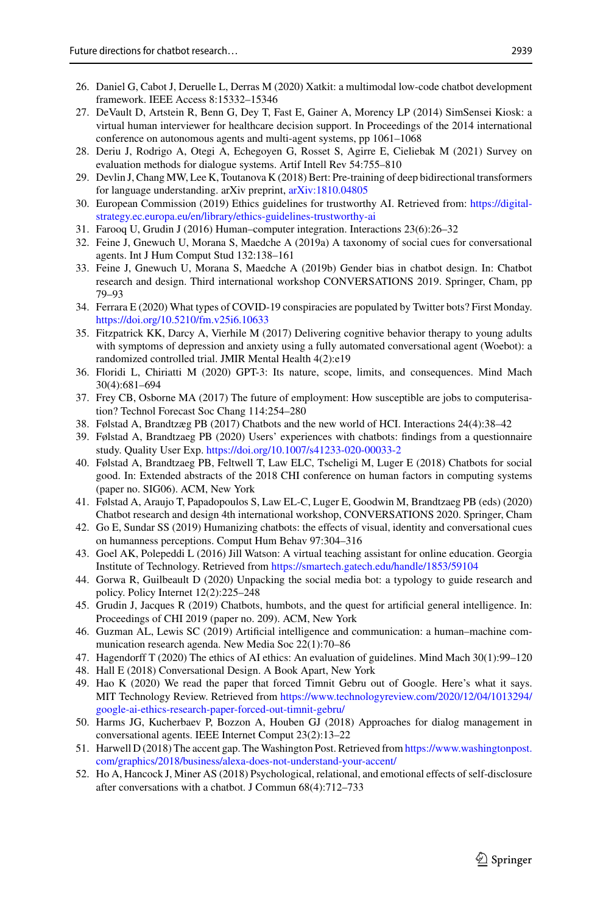26. Daniel G, Cabot J, Deruelle L, Derras M (2020) Xatkit: a multimodal low-code chatbot development framework. IEEE Access 8:15332–15346
27. DeVault D, Artstein R, Benn G, Dey T, Fast E, Gainer A, Morency LP (2014) SimSensei Kiosk: a virtual human interviewer for healthcare decision support. In Proceedings of the 2014 international conference on autonomous agents and multi-agent systems, pp 1061–1068
28. Deriu J, Rodrigo A, Otegi A, Echegoyen G, Rosset S, Agirre E, Cieliebak M (2021) Survey on evaluation methods for dialogue systems. Artif Intell Rev 54:755–810
29. Devlin J, Chang MW, Lee K, Toutanova K (2018) Bert: Pre-training of deep bidirectional transformers for language understanding. arXiv preprint, arXiv:1810.04805
30. European Commission (2019) Ethics guidelines for trustworthy AI. Retrieved from: https://digital-strategy.ec.europa.eu/en/library/ethics-guidelines-trustworthy-ai
31. Farooq U, Grudin J (2016) Human–computer integration. Interactions 23(6):26–32
32. Feine J, Gnewuch U, Morana S, Maedche A (2019a) A taxonomy of social cues for conversational agents. Int J Hum Comput Stud 132:138–161
33. Feine J, Gnewuch U, Morana S, Maedche A (2019b) Gender bias in chatbot design. In: Chatbot research and design. Third international workshop CONVERSATIONS 2019. Springer, Cham, pp 79–93
34. Ferrara E (2020) What types of COVID-19 conspiracies are populated by Twitter bots? First Monday. https://doi.org/10.5210/fm.v25i6.10633
35. Fitzpatrick KK, Darcy A, Vierhile M (2017) Delivering cognitive behavior therapy to young adults with symptoms of depression and anxiety using a fully automated conversational agent (Woebot): a randomized controlled trial. JMIR Mental Health 4(2):e19
36. Floridi L, Chiriatti M (2020) GPT-3: Its nature, scope, limits, and consequences. Mind Mach 30(4):681–694
37. Frey CB, Osborne MA (2017) The future of employment: How susceptible are jobs to computerisation? Technol Forecast Soc Chang 114:254–280
38. Følstad A, Brandtzæg PB (2017) Chatbots and the new world of HCI. Interactions 24(4):38–42
39. Følstad A, Brandtzaeg PB (2020) Users' experiences with chatbots: findings from a questionnaire study. Quality User Exp. https://doi.org/10.1007/s41233-020-00033-2
40. Følstad A, Brandtzaeg PB, Feltwell T, Law ELC, Tscheligi M, Luger E (2018) Chatbots for social good. In: Extended abstracts of the 2018 CHI conference on human factors in computing systems (paper no. SIG06). ACM, New York
41. Følstad A, Araujo T, Papadopoulos S, Law EL-C, Luger E, Goodwin M, Brandtzaeg PB (eds) (2020) Chatbot research and design 4th international workshop, CONVERSATIONS 2020. Springer, Cham
42. Go E, Sundar SS (2019) Humanizing chatbots: the effects of visual, identity and conversational cues on humanness perceptions. Comput Hum Behav 97:304–316
43. Goel AK, Polepeddi L (2016) Jill Watson: A virtual teaching assistant for online education. Georgia Institute of Technology. Retrieved from https://smartech.gatech.edu/handle/1853/59104
44. Gorwa R, Guilbeault D (2020) Unpacking the social media bot: a typology to guide research and policy. Policy Internet 12(2):225–248
45. Grudin J, Jacques R (2019) Chatbots, humbots, and the quest for artificial general intelligence. In: Proceedings of CHI 2019 (paper no. 209). ACM, New York
46. Guzman AL, Lewis SC (2019) Artificial intelligence and communication: a human–machine communication research agenda. New Media Soc 22(1):70–86
47. Hagendorff T (2020) The ethics of AI ethics: An evaluation of guidelines. Mind Mach 30(1):99–120
48. Hall E (2018) Conversational Design. A Book Apart, New York
49. Hao K (2020) We read the paper that forced Timnit Gebru out of Google. Here's what it says. MIT Technology Review. Retrieved from https://www.technologyreview.com/2020/12/04/1013294/google-ai-ethics-research-paper-forced-out-timnit-gebru/
50. Harms JG, Kucherbaev P, Bozzon A, Houben GJ (2018) Approaches for dialog management in conversational agents. IEEE Internet Comput 23(2):13–22
51. Harwell D (2018) The accent gap. The Washington Post. Retrieved from https://www.washingtonpost.com/graphics/2018/business/alexa-does-not-understand-your-accent/
52. Ho A, Hancock J, Miner AS (2018) Psychological, relational, and emotional effects of self-disclosure after conversations with a chatbot. J Commun 68(4):712–733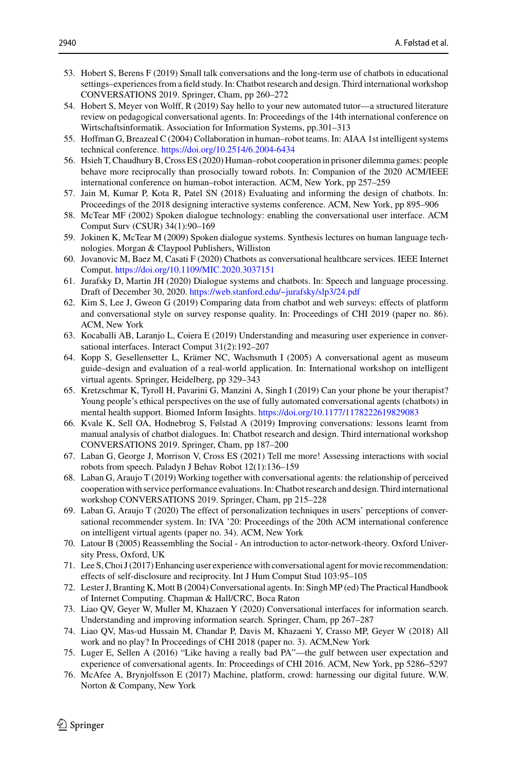53. Hobert S, Berens F (2019) Small talk conversations and the long-term use of chatbots in educational settings–experiences from a field study. In: Chatbot research and design. Third international workshop CONVERSATIONS 2019. Springer, Cham, pp 260–272
54. Hobert S, Meyer von Wolff, R (2019) Say hello to your new automated tutor—a structured literature review on pedagogical conversational agents. In: Proceedings of the 14th international conference on Wirtschaftsinformatik. Association for Information Systems, pp.301–313
55. Hoffman G, Breazeal C (2004) Collaboration in human–robot teams. In: AIAA 1st intelligent systems technical conference. https://doi.org/10.2514/6.2004-6434
56. Hsieh T, Chaudhury B, Cross ES (2020) Human–robot cooperation in prisoner dilemma games: people behave more reciprocally than prosocially toward robots. In: Companion of the 2020 ACM/IEEE international conference on human–robot interaction. ACM, New York, pp 257–259
57. Jain M, Kumar P, Kota R, Patel SN (2018) Evaluating and informing the design of chatbots. In: Proceedings of the 2018 designing interactive systems conference. ACM, New York, pp 895–906
58. McTear MF (2002) Spoken dialogue technology: enabling the conversational user interface. ACM Comput Surv (CSUR) 34(1):90–169
59. Jokinen K, McTear M (2009) Spoken dialogue systems. Synthesis lectures on human language technologies. Morgan & Claypool Publishers, Williston
60. Jovanovic M, Baez M, Casati F (2020) Chatbots as conversational healthcare services. IEEE Internet Comput. https://doi.org/10.1109/MIC.2020.3037151
61. Jurafsky D, Martin JH (2020) Dialogue systems and chatbots. In: Speech and language processing. Draft of December 30, 2020. https://web.stanford.edu/~jurafsky/slp3/24.pdf
62. Kim S, Lee J, Gweon G (2019) Comparing data from chatbot and web surveys: effects of platform and conversational style on survey response quality. In: Proceedings of CHI 2019 (paper no. 86). ACM, New York
63. Kocaballi AB, Laranjo L, Coiera E (2019) Understanding and measuring user experience in conversational interfaces. Interact Comput 31(2):192–207
64. Kopp S, Gesellensetter L, Krämer NC, Wachsmuth I (2005) A conversational agent as museum guide–design and evaluation of a real-world application. In: International workshop on intelligent virtual agents. Springer, Heidelberg, pp 329–343
65. Kretzschmar K, Tyroll H, Pavarini G, Manzini A, Singh I (2019) Can your phone be your therapist? Young people's ethical perspectives on the use of fully automated conversational agents (chatbots) in mental health support. Biomed Inform Insights. https://doi.org/10.1177/1178222619829083
66. Kvale K, Sell OA, Hodnebrog S, Følstad A (2019) Improving conversations: lessons learnt from manual analysis of chatbot dialogues. In: Chatbot research and design. Third international workshop CONVERSATIONS 2019. Springer, Cham, pp 187–200
67. Laban G, George J, Morrison V, Cross ES (2021) Tell me more! Assessing interactions with social robots from speech. Paladyn J Behav Robot 12(1):136–159
68. Laban G, Araujo T (2019) Working together with conversational agents: the relationship of perceived cooperation with service performance evaluations. In: Chatbot research and design. Third international workshop CONVERSATIONS 2019. Springer, Cham, pp 215–228
69. Laban G, Araujo T (2020) The effect of personalization techniques in users' perceptions of conversational recommender system. In: IVA '20: Proceedings of the 20th ACM international conference on intelligent virtual agents (paper no. 34). ACM, New York
70. Latour B (2005) Reassembling the Social - An introduction to actor-network-theory. Oxford University Press, Oxford, UK
71. Lee S, Choi J (2017) Enhancing user experience with conversational agent for movie recommendation: effects of self-disclosure and reciprocity. Int J Hum Comput Stud 103:95–105
72. Lester J, Branting K, Mott B (2004) Conversational agents. In: Singh MP (ed) The Practical Handbook of Internet Computing. Chapman & Hall/CRC, Boca Raton
73. Liao QV, Geyer W, Muller M, Khazaen Y (2020) Conversational interfaces for information search. Understanding and improving information search. Springer, Cham, pp 267–287
74. Liao QV, Mas-ud Hussain M, Chandar P, Davis M, Khazaeni Y, Crasso MP, Geyer W (2018) All work and no play? In Proceedings of CHI 2018 (paper no. 3). ACM,New York
75. Luger E, Sellen A (2016) "Like having a really bad PA"—the gulf between user expectation and experience of conversational agents. In: Proceedings of CHI 2016. ACM, New York, pp 5286–5297
76. McAfee A, Brynjolfsson E (2017) Machine, platform, crowd: harnessing our digital future. W.W. Norton & Company, New York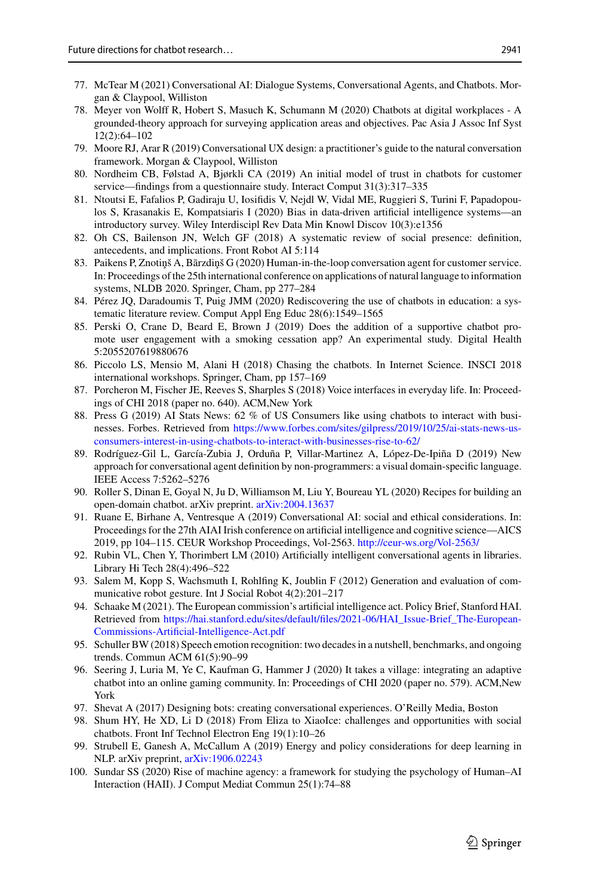77. McTear M (2021) Conversational AI: Dialogue Systems, Conversational Agents, and Chatbots. Morgan & Claypool, Williston
78. Meyer von Wolff R, Hobert S, Masuch K, Schumann M (2020) Chatbots at digital workplaces - A grounded-theory approach for surveying application areas and objectives. Pac Asia J Assoc Inf Syst 12(2):64–102
79. Moore RJ, Arar R (2019) Conversational UX design: a practitioner's guide to the natural conversation framework. Morgan & Claypool, Williston
80. Nordheim CB, Følstad A, Bjørkli CA (2019) An initial model of trust in chatbots for customer service—findings from a questionnaire study. Interact Comput 31(3):317–335
81. Ntoutsi E, Fafalios P, Gadiraju U, Iosifidis V, Nejdl W, Vidal ME, Ruggieri S, Turini F, Papadopoulos S, Krasanakis E, Kompatsiaris I (2020) Bias in data-driven artificial intelligence systems—an introductory survey. Wiley Interdiscipl Rev Data Min Knowl Discov 10(3):e1356
82. Oh CS, Bailenson JN, Welch GF (2018) A systematic review of social presence: definition, antecedents, and implications. Front Robot AI 5:114
83. Paikens P, Znotiņš A, Bārzdiņš G (2020) Human-in-the-loop conversation agent for customer service. In: Proceedings of the 25th international conference on applications of natural language to information systems, NLDB 2020. Springer, Cham, pp 277–284
84. Pérez JQ, Daradoumis T, Puig JMM (2020) Rediscovering the use of chatbots in education: a systematic literature review. Comput Appl Eng Educ 28(6):1549–1565
85. Perski O, Crane D, Beard E, Brown J (2019) Does the addition of a supportive chatbot promote user engagement with a smoking cessation app? An experimental study. Digital Health 5:2055207619880676
86. Piccolo LS, Mensio M, Alani H (2018) Chasing the chatbots. In Internet Science. INSCI 2018 international workshops. Springer, Cham, pp 157–169
87. Porcheron M, Fischer JE, Reeves S, Sharples S (2018) Voice interfaces in everyday life. In: Proceedings of CHI 2018 (paper no. 640). ACM,New York
88. Press G (2019) AI Stats News: 62 % of US Consumers like using chatbots to interact with businesses. Forbes. Retrieved from https://www.forbes.com/sites/gilpress/2019/10/25/ai-stats-news-us-consumers-interest-in-using-chatbots-to-interact-with-businesses-rise-to-62/
89. Rodríguez-Gil L, García-Zubia J, Orduña P, Villar-Martinez A, López-De-Ipiña D (2019) New approach for conversational agent definition by non-programmers: a visual domain-specific language. IEEE Access 7:5262–5276
90. Roller S, Dinan E, Goyal N, Ju D, Williamson M, Liu Y, Boureau YL (2020) Recipes for building an open-domain chatbot. arXiv preprint. arXiv:2004.13637
91. Ruane E, Birhane A, Ventresque A (2019) Conversational AI: social and ethical considerations. In: Proceedings for the 27th AIAI Irish conference on artificial intelligence and cognitive science—AICS 2019, pp 104–115. CEUR Workshop Proceedings, Vol-2563. http://ceur-ws.org/Vol-2563/
92. Rubin VL, Chen Y, Thorimbert LM (2010) Artificially intelligent conversational agents in libraries. Library Hi Tech 28(4):496–522
93. Salem M, Kopp S, Wachsmuth I, Rohlfing K, Joublin F (2012) Generation and evaluation of communicative robot gesture. Int J Social Robot 4(2):201–217
94. Schaake M (2021). The European commission's artificial intelligence act. Policy Brief, Stanford HAI. Retrieved from https://hai.stanford.edu/sites/default/files/2021-06/HAI_Issue-Brief_The-European-Commissions-Artificial-Intelligence-Act.pdf
95. Schuller BW (2018) Speech emotion recognition: two decades in a nutshell, benchmarks, and ongoing trends. Commun ACM 61(5):90–99
96. Seering J, Luria M, Ye C, Kaufman G, Hammer J (2020) It takes a village: integrating an adaptive chatbot into an online gaming community. In: Proceedings of CHI 2020 (paper no. 579). ACM,New York
97. Shevat A (2017) Designing bots: creating conversational experiences. O'Reilly Media, Boston
98. Shum HY, He XD, Li D (2018) From Eliza to XiaoIce: challenges and opportunities with social chatbots. Front Inf Technol Electron Eng 19(1):10–26
99. Strubell E, Ganesh A, McCallum A (2019) Energy and policy considerations for deep learning in NLP. arXiv preprint, arXiv:1906.02243
100. Sundar SS (2020) Rise of machine agency: a framework for studying the psychology of Human–AI Interaction (HAII). J Comput Mediat Commun 25(1):74–88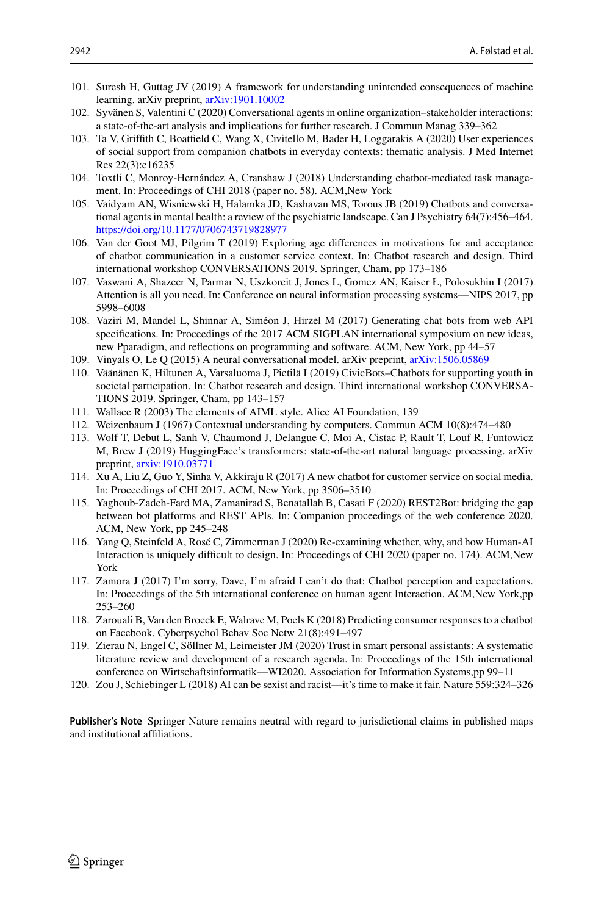101. Suresh H, Guttag JV (2019) A framework for understanding unintended consequences of machine learning. arXiv preprint, arXiv:1901.10002
102. Syvänen S, Valentini C (2020) Conversational agents in online organization–stakeholder interactions: a state-of-the-art analysis and implications for further research. J Commun Manag 339–362
103. Ta V, Griffith C, Boatfield C, Wang X, Civitello M, Bader H, Loggarakis A (2020) User experiences of social support from companion chatbots in everyday contexts: thematic analysis. J Med Internet Res 22(3):e16235
104. Toxtli C, Monroy-Hernández A, Cranshaw J (2018) Understanding chatbot-mediated task management. In: Proceedings of CHI 2018 (paper no. 58). ACM,New York
105. Vaidyam AN, Wisniewski H, Halamka JD, Kashavan MS, Torous JB (2019) Chatbots and conversational agents in mental health: a review of the psychiatric landscape. Can J Psychiatry 64(7):456–464. https://doi.org/10.1177/0706743719828977
106. Van der Goot MJ, Pilgrim T (2019) Exploring age differences in motivations for and acceptance of chatbot communication in a customer service context. In: Chatbot research and design. Third international workshop CONVERSATIONS 2019. Springer, Cham, pp 173–186
107. Vaswani A, Shazeer N, Parmar N, Uszkoreit J, Jones L, Gomez AN, Kaiser Ł, Polosukhin I (2017) Attention is all you need. In: Conference on neural information processing systems—NIPS 2017, pp 5998–6008
108. Vaziri M, Mandel L, Shinnar A, Siméon J, Hirzel M (2017) Generating chat bots from web API specifications. In: Proceedings of the 2017 ACM SIGPLAN international symposium on new ideas, new Pparadigm, and reflections on programming and software. ACM, New York, pp 44–57
109. Vinyals O, Le Q (2015) A neural conversational model. arXiv preprint, arXiv:1506.05869
110. Väänänen K, Hiltunen A, Varsaluoma J, Pietilä I (2019) CivicBots–Chatbots for supporting youth in societal participation. In: Chatbot research and design. Third international workshop CONVERSATIONS 2019. Springer, Cham, pp 143–157
111. Wallace R (2003) The elements of AIML style. Alice AI Foundation, 139
112. Weizenbaum J (1967) Contextual understanding by computers. Commun ACM 10(8):474–480
113. Wolf T, Debut L, Sanh V, Chaumond J, Delangue C, Moi A, Cistac P, Rault T, Louf R, Funtowicz M, Brew J (2019) HuggingFace's transformers: state-of-the-art natural language processing. arXiv preprint, arxiv:1910.03771
114. Xu A, Liu Z, Guo Y, Sinha V, Akkiraju R (2017) A new chatbot for customer service on social media. In: Proceedings of CHI 2017. ACM, New York, pp 3506–3510
115. Yaghoub-Zadeh-Fard MA, Zamanirad S, Benatallah B, Casati F (2020) REST2Bot: bridging the gap between bot platforms and REST APIs. In: Companion proceedings of the web conference 2020. ACM, New York, pp 245–248
116. Yang Q, Steinfeld A, Rosé C, Zimmerman J (2020) Re-examining whether, why, and how Human-AI Interaction is uniquely difficult to design. In: Proceedings of CHI 2020 (paper no. 174). ACM,New York
117. Zamora J (2017) I'm sorry, Dave, I'm afraid I can't do that: Chatbot perception and expectations. In: Proceedings of the 5th international conference on human agent Interaction. ACM,New York,pp 253–260
118. Zarouali B, Van den Broeck E, Walrave M, Poels K (2018) Predicting consumer responses to a chatbot on Facebook. Cyberpsychol Behav Soc Netw 21(8):491–497
119. Zierau N, Engel C, Söllner M, Leimeister JM (2020) Trust in smart personal assistants: A systematic literature review and development of a research agenda. In: Proceedings of the 15th international conference on Wirtschaftsinformatik—WI2020. Association for Information Systems,pp 99–11
120. Zou J, Schiebinger L (2018) AI can be sexist and racist—it's time to make it fair. Nature 559:324–326

**Publisher's Note** Springer Nature remains neutral with regard to jurisdictional claims in published maps and institutional affiliations.